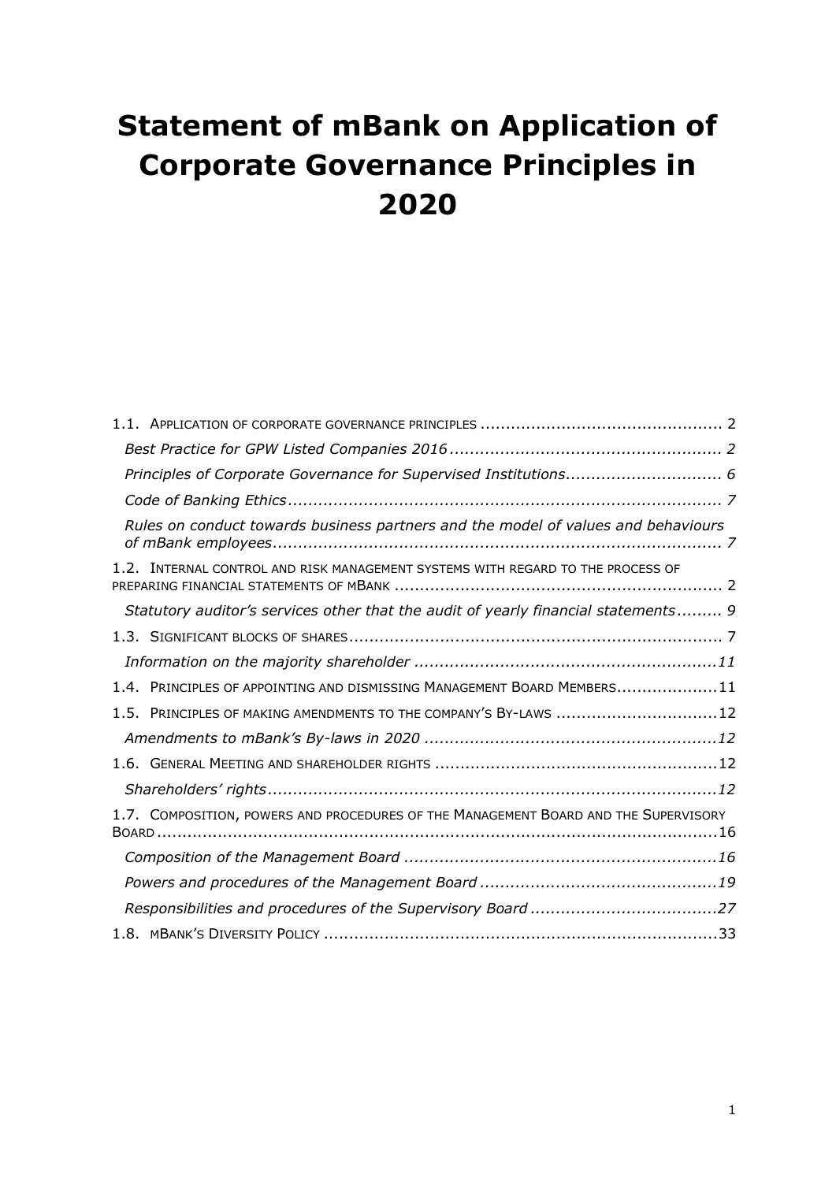# Statement of mBank on Application of Corporate Governance Principles in 2020

| | |
|---|---|
| 1.1. APPLICATION OF CORPORATE GOVERNANCE PRINCIPLES | 2 |
| *Best Practice for GPW Listed Companies 2016* | *2* |
| *Principles of Corporate Governance for Supervised Institutions* | *6* |
| *Code of Banking Ethics* | *7* |
| *Rules on conduct towards business partners and the model of values and behaviours of mBank employees* | *7* |
| 1.2. INTERNAL CONTROL AND RISK MANAGEMENT SYSTEMS WITH REGARD TO THE PROCESS OF PREPARING FINANCIAL STATEMENTS OF MBANK | 2 |
| *Statutory auditor's services other that the audit of yearly financial statements* | *9* |
| 1.3. SIGNIFICANT BLOCKS OF SHARES | 7 |
| *Information on the majority shareholder* | *11* |
| 1.4. PRINCIPLES OF APPOINTING AND DISMISSING MANAGEMENT BOARD MEMBERS | 11 |
| 1.5. PRINCIPLES OF MAKING AMENDMENTS TO THE COMPANY'S BY-LAWS | 12 |
| *Amendments to mBank's By-laws in 2020* | *12* |
| 1.6. GENERAL MEETING AND SHAREHOLDER RIGHTS | 12 |
| *Shareholders' rights* | *12* |
| 1.7. COMPOSITION, POWERS AND PROCEDURES OF THE MANAGEMENT BOARD AND THE SUPERVISORY BOARD | 16 |
| *Composition of the Management Board* | *16* |
| *Powers and procedures of the Management Board* | *19* |
| *Responsibilities and procedures of the Supervisory Board* | *27* |
| 1.8. MBANK'S DIVERSITY POLICY | 33 |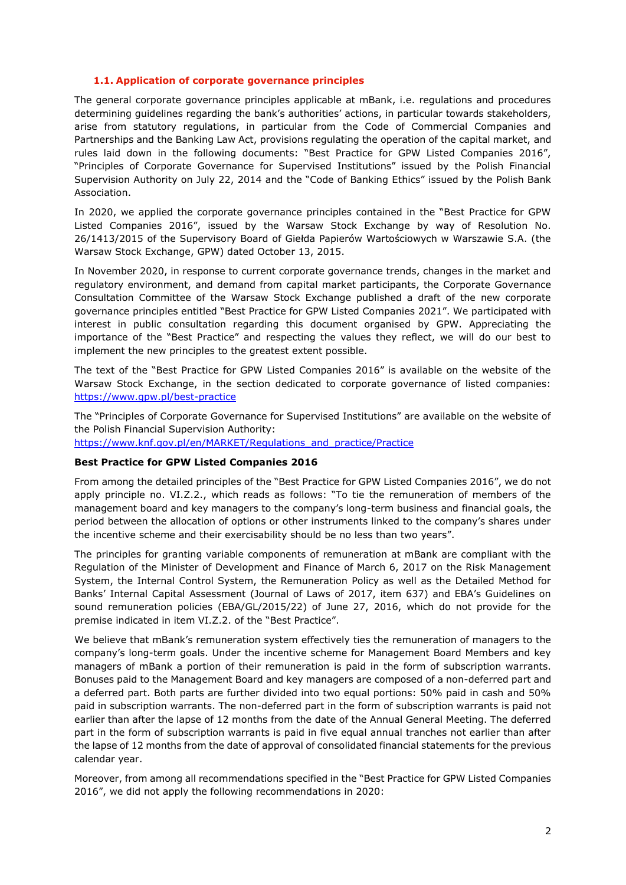### 1.1. Application of corporate governance principles

The general corporate governance principles applicable at mBank, i.e. regulations and procedures determining guidelines regarding the bank's authorities' actions, in particular towards stakeholders, arise from statutory regulations, in particular from the Code of Commercial Companies and Partnerships and the Banking Law Act, provisions regulating the operation of the capital market, and rules laid down in the following documents: "Best Practice for GPW Listed Companies 2016", "Principles of Corporate Governance for Supervised Institutions" issued by the Polish Financial Supervision Authority on July 22, 2014 and the "Code of Banking Ethics" issued by the Polish Bank Association.

In 2020, we applied the corporate governance principles contained in the "Best Practice for GPW Listed Companies 2016", issued by the Warsaw Stock Exchange by way of Resolution No. 26/1413/2015 of the Supervisory Board of Giełda Papierów Wartościowych w Warszawie S.A. (the Warsaw Stock Exchange, GPW) dated October 13, 2015.

In November 2020, in response to current corporate governance trends, changes in the market and regulatory environment, and demand from capital market participants, the Corporate Governance Consultation Committee of the Warsaw Stock Exchange published a draft of the new corporate governance principles entitled "Best Practice for GPW Listed Companies 2021". We participated with interest in public consultation regarding this document organised by GPW. Appreciating the importance of the "Best Practice" and respecting the values they reflect, we will do our best to implement the new principles to the greatest extent possible.

The text of the "Best Practice for GPW Listed Companies 2016" is available on the website of the Warsaw Stock Exchange, in the section dedicated to corporate governance of listed companies: https://www.gpw.pl/best-practice

The "Principles of Corporate Governance for Supervised Institutions" are available on the website of the Polish Financial Supervision Authority:
https://www.knf.gov.pl/en/MARKET/Regulations_and_practice/Practice

**Best Practice for GPW Listed Companies 2016**

From among the detailed principles of the "Best Practice for GPW Listed Companies 2016", we do not apply principle no. VI.Z.2., which reads as follows: "To tie the remuneration of members of the management board and key managers to the company's long-term business and financial goals, the period between the allocation of options or other instruments linked to the company's shares under the incentive scheme and their exercisability should be no less than two years".

The principles for granting variable components of remuneration at mBank are compliant with the Regulation of the Minister of Development and Finance of March 6, 2017 on the Risk Management System, the Internal Control System, the Remuneration Policy as well as the Detailed Method for Banks' Internal Capital Assessment (Journal of Laws of 2017, item 637) and EBA's Guidelines on sound remuneration policies (EBA/GL/2015/22) of June 27, 2016, which do not provide for the premise indicated in item VI.Z.2. of the "Best Practice".

We believe that mBank's remuneration system effectively ties the remuneration of managers to the company's long-term goals. Under the incentive scheme for Management Board Members and key managers of mBank a portion of their remuneration is paid in the form of subscription warrants. Bonuses paid to the Management Board and key managers are composed of a non-deferred part and a deferred part. Both parts are further divided into two equal portions: 50% paid in cash and 50% paid in subscription warrants. The non-deferred part in the form of subscription warrants is paid not earlier than after the lapse of 12 months from the date of the Annual General Meeting. The deferred part in the form of subscription warrants is paid in five equal annual tranches not earlier than after the lapse of 12 months from the date of approval of consolidated financial statements for the previous calendar year.

Moreover, from among all recommendations specified in the "Best Practice for GPW Listed Companies 2016", we did not apply the following recommendations in 2020: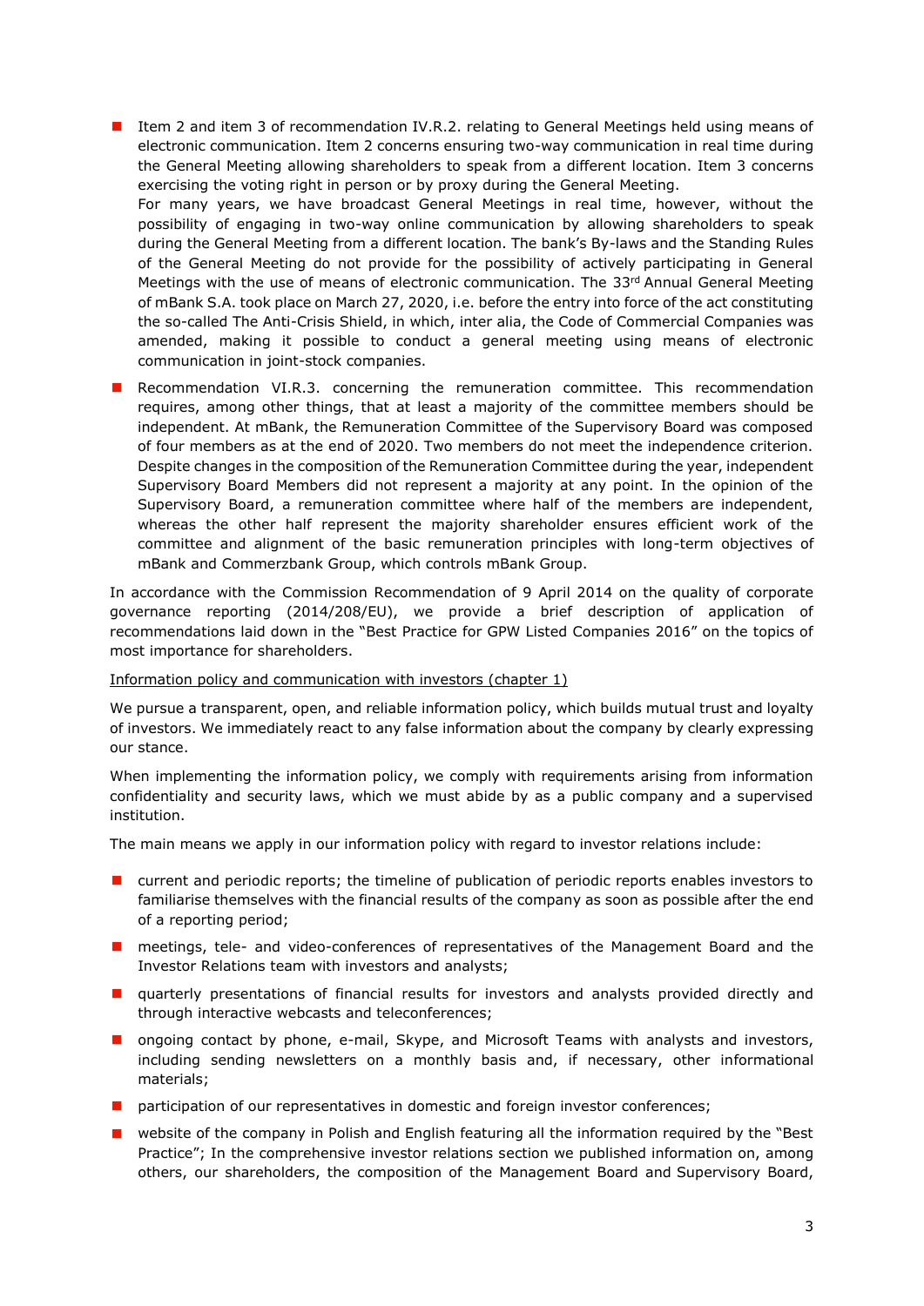- Item 2 and item 3 of recommendation IV.R.2. relating to General Meetings held using means of electronic communication. Item 2 concerns ensuring two-way communication in real time during the General Meeting allowing shareholders to speak from a different location. Item 3 concerns exercising the voting right in person or by proxy during the General Meeting.
  For many years, we have broadcast General Meetings in real time, however, without the possibility of engaging in two-way online communication by allowing shareholders to speak during the General Meeting from a different location. The bank's By-laws and the Standing Rules of the General Meeting do not provide for the possibility of actively participating in General Meetings with the use of means of electronic communication. The 33rd Annual General Meeting of mBank S.A. took place on March 27, 2020, i.e. before the entry into force of the act constituting the so-called The Anti-Crisis Shield, in which, inter alia, the Code of Commercial Companies was amended, making it possible to conduct a general meeting using means of electronic communication in joint-stock companies.

- Recommendation VI.R.3. concerning the remuneration committee. This recommendation requires, among other things, that at least a majority of the committee members should be independent. At mBank, the Remuneration Committee of the Supervisory Board was composed of four members as at the end of 2020. Two members do not meet the independence criterion. Despite changes in the composition of the Remuneration Committee during the year, independent Supervisory Board Members did not represent a majority at any point. In the opinion of the Supervisory Board, a remuneration committee where half of the members are independent, whereas the other half represent the majority shareholder ensures efficient work of the committee and alignment of the basic remuneration principles with long-term objectives of mBank and Commerzbank Group, which controls mBank Group.

In accordance with the Commission Recommendation of 9 April 2014 on the quality of corporate governance reporting (2014/208/EU), we provide a brief description of application of recommendations laid down in the "Best Practice for GPW Listed Companies 2016" on the topics of most importance for shareholders.

Information policy and communication with investors (chapter 1)

We pursue a transparent, open, and reliable information policy, which builds mutual trust and loyalty of investors. We immediately react to any false information about the company by clearly expressing our stance.

When implementing the information policy, we comply with requirements arising from information confidentiality and security laws, which we must abide by as a public company and a supervised institution.

The main means we apply in our information policy with regard to investor relations include:

- current and periodic reports; the timeline of publication of periodic reports enables investors to familiarise themselves with the financial results of the company as soon as possible after the end of a reporting period;
- meetings, tele- and video-conferences of representatives of the Management Board and the Investor Relations team with investors and analysts;
- quarterly presentations of financial results for investors and analysts provided directly and through interactive webcasts and teleconferences;
- ongoing contact by phone, e-mail, Skype, and Microsoft Teams with analysts and investors, including sending newsletters on a monthly basis and, if necessary, other informational materials;
- participation of our representatives in domestic and foreign investor conferences;
- website of the company in Polish and English featuring all the information required by the "Best Practice"; In the comprehensive investor relations section we published information on, among others, our shareholders, the composition of the Management Board and Supervisory Board,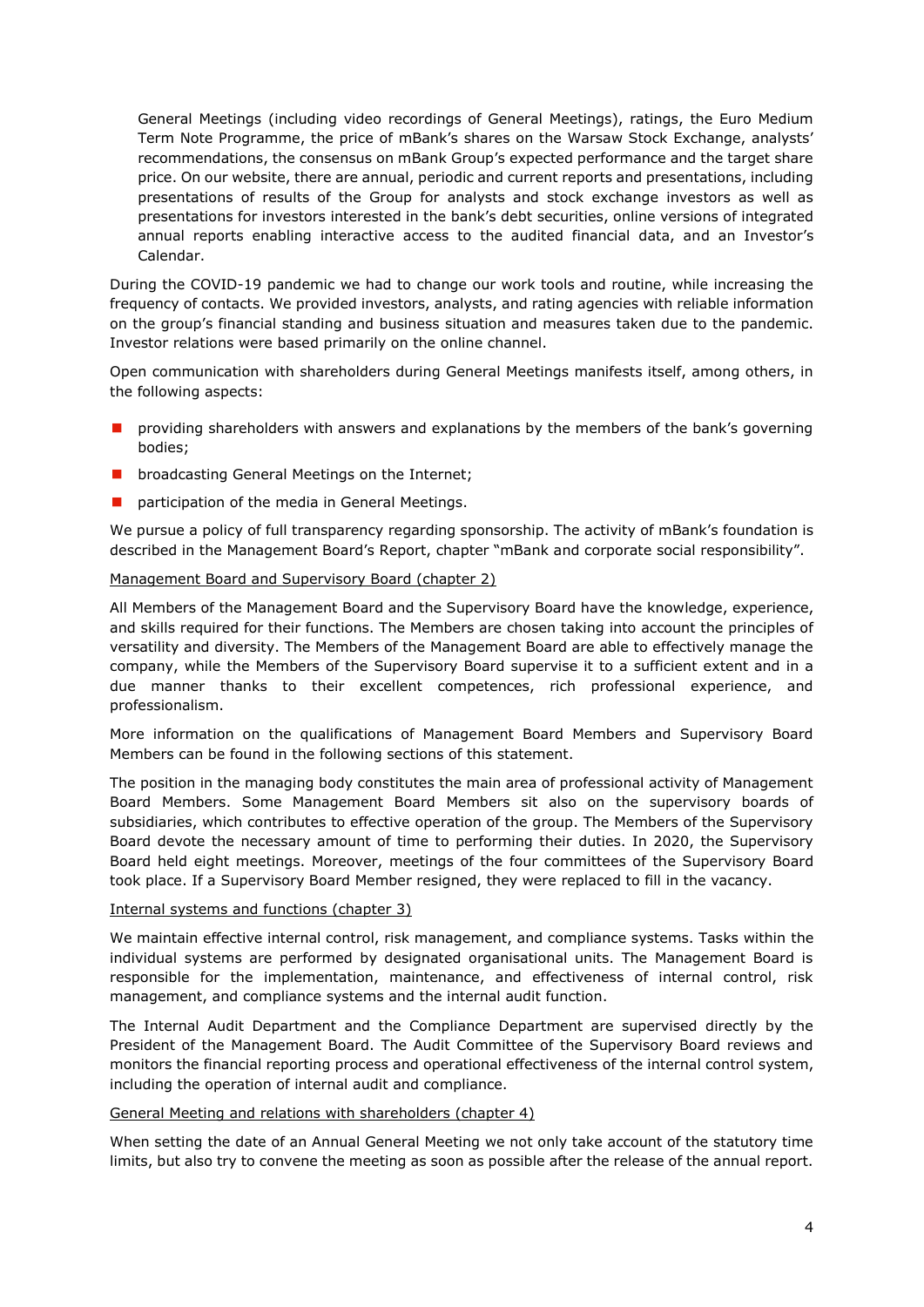General Meetings (including video recordings of General Meetings), ratings, the Euro Medium Term Note Programme, the price of mBank's shares on the Warsaw Stock Exchange, analysts' recommendations, the consensus on mBank Group's expected performance and the target share price. On our website, there are annual, periodic and current reports and presentations, including presentations of results of the Group for analysts and stock exchange investors as well as presentations for investors interested in the bank's debt securities, online versions of integrated annual reports enabling interactive access to the audited financial data, and an Investor's Calendar.

During the COVID-19 pandemic we had to change our work tools and routine, while increasing the frequency of contacts. We provided investors, analysts, and rating agencies with reliable information on the group's financial standing and business situation and measures taken due to the pandemic. Investor relations were based primarily on the online channel.

Open communication with shareholders during General Meetings manifests itself, among others, in the following aspects:

- providing shareholders with answers and explanations by the members of the bank's governing bodies;
- broadcasting General Meetings on the Internet;
- participation of the media in General Meetings.

We pursue a policy of full transparency regarding sponsorship. The activity of mBank's foundation is described in the Management Board's Report, chapter "mBank and corporate social responsibility".

Management Board and Supervisory Board (chapter 2)

All Members of the Management Board and the Supervisory Board have the knowledge, experience, and skills required for their functions. The Members are chosen taking into account the principles of versatility and diversity. The Members of the Management Board are able to effectively manage the company, while the Members of the Supervisory Board supervise it to a sufficient extent and in a due manner thanks to their excellent competences, rich professional experience, and professionalism.

More information on the qualifications of Management Board Members and Supervisory Board Members can be found in the following sections of this statement.

The position in the managing body constitutes the main area of professional activity of Management Board Members. Some Management Board Members sit also on the supervisory boards of subsidiaries, which contributes to effective operation of the group. The Members of the Supervisory Board devote the necessary amount of time to performing their duties. In 2020, the Supervisory Board held eight meetings. Moreover, meetings of the four committees of the Supervisory Board took place. If a Supervisory Board Member resigned, they were replaced to fill in the vacancy.

Internal systems and functions (chapter 3)

We maintain effective internal control, risk management, and compliance systems. Tasks within the individual systems are performed by designated organisational units. The Management Board is responsible for the implementation, maintenance, and effectiveness of internal control, risk management, and compliance systems and the internal audit function.

The Internal Audit Department and the Compliance Department are supervised directly by the President of the Management Board. The Audit Committee of the Supervisory Board reviews and monitors the financial reporting process and operational effectiveness of the internal control system, including the operation of internal audit and compliance.

General Meeting and relations with shareholders (chapter 4)

When setting the date of an Annual General Meeting we not only take account of the statutory time limits, but also try to convene the meeting as soon as possible after the release of the annual report.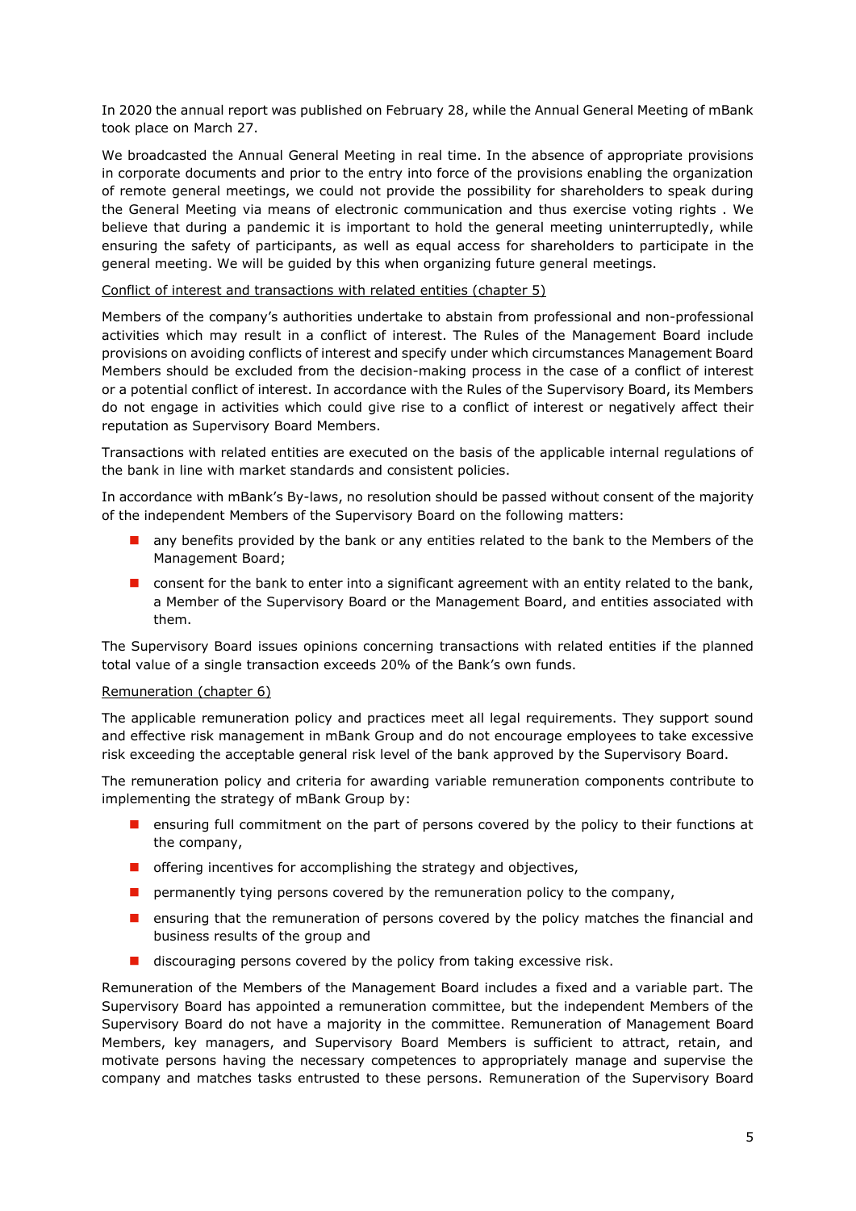In 2020 the annual report was published on February 28, while the Annual General Meeting of mBank took place on March 27.

We broadcasted the Annual General Meeting in real time. In the absence of appropriate provisions in corporate documents and prior to the entry into force of the provisions enabling the organization of remote general meetings, we could not provide the possibility for shareholders to speak during the General Meeting via means of electronic communication and thus exercise voting rights . We believe that during a pandemic it is important to hold the general meeting uninterruptedly, while ensuring the safety of participants, as well as equal access for shareholders to participate in the general meeting. We will be guided by this when organizing future general meetings.

<u>Conflict of interest and transactions with related entities (chapter 5)</u>

Members of the company's authorities undertake to abstain from professional and non-professional activities which may result in a conflict of interest. The Rules of the Management Board include provisions on avoiding conflicts of interest and specify under which circumstances Management Board Members should be excluded from the decision-making process in the case of a conflict of interest or a potential conflict of interest. In accordance with the Rules of the Supervisory Board, its Members do not engage in activities which could give rise to a conflict of interest or negatively affect their reputation as Supervisory Board Members.

Transactions with related entities are executed on the basis of the applicable internal regulations of the bank in line with market standards and consistent policies.

In accordance with mBank's By-laws, no resolution should be passed without consent of the majority of the independent Members of the Supervisory Board on the following matters:

- any benefits provided by the bank or any entities related to the bank to the Members of the Management Board;
- consent for the bank to enter into a significant agreement with an entity related to the bank, a Member of the Supervisory Board or the Management Board, and entities associated with them.

The Supervisory Board issues opinions concerning transactions with related entities if the planned total value of a single transaction exceeds 20% of the Bank's own funds.

<u>Remuneration (chapter 6)</u>

The applicable remuneration policy and practices meet all legal requirements. They support sound and effective risk management in mBank Group and do not encourage employees to take excessive risk exceeding the acceptable general risk level of the bank approved by the Supervisory Board.

The remuneration policy and criteria for awarding variable remuneration components contribute to implementing the strategy of mBank Group by:

- ensuring full commitment on the part of persons covered by the policy to their functions at the company,
- offering incentives for accomplishing the strategy and objectives,
- permanently tying persons covered by the remuneration policy to the company,
- ensuring that the remuneration of persons covered by the policy matches the financial and business results of the group and
- discouraging persons covered by the policy from taking excessive risk.

Remuneration of the Members of the Management Board includes a fixed and a variable part. The Supervisory Board has appointed a remuneration committee, but the independent Members of the Supervisory Board do not have a majority in the committee. Remuneration of Management Board Members, key managers, and Supervisory Board Members is sufficient to attract, retain, and motivate persons having the necessary competences to appropriately manage and supervise the company and matches tasks entrusted to these persons. Remuneration of the Supervisory Board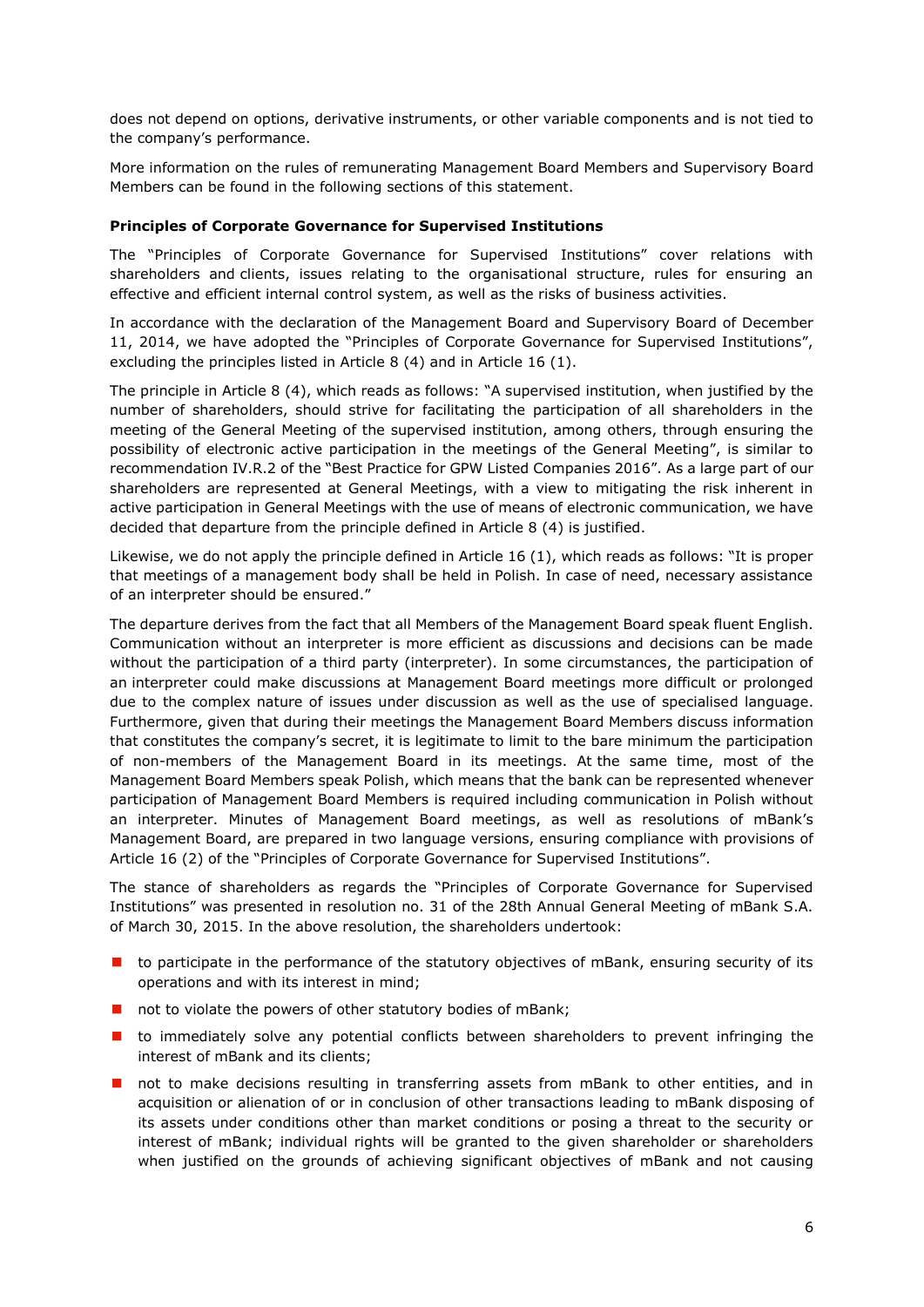does not depend on options, derivative instruments, or other variable components and is not tied to the company's performance.

More information on the rules of remunerating Management Board Members and Supervisory Board Members can be found in the following sections of this statement.

**Principles of Corporate Governance for Supervised Institutions**

The "Principles of Corporate Governance for Supervised Institutions" cover relations with shareholders and clients, issues relating to the organisational structure, rules for ensuring an effective and efficient internal control system, as well as the risks of business activities.

In accordance with the declaration of the Management Board and Supervisory Board of December 11, 2014, we have adopted the "Principles of Corporate Governance for Supervised Institutions", excluding the principles listed in Article 8 (4) and in Article 16 (1).

The principle in Article 8 (4), which reads as follows: "A supervised institution, when justified by the number of shareholders, should strive for facilitating the participation of all shareholders in the meeting of the General Meeting of the supervised institution, among others, through ensuring the possibility of electronic active participation in the meetings of the General Meeting", is similar to recommendation IV.R.2 of the "Best Practice for GPW Listed Companies 2016". As a large part of our shareholders are represented at General Meetings, with a view to mitigating the risk inherent in active participation in General Meetings with the use of means of electronic communication, we have decided that departure from the principle defined in Article 8 (4) is justified.

Likewise, we do not apply the principle defined in Article 16 (1), which reads as follows: "It is proper that meetings of a management body shall be held in Polish. In case of need, necessary assistance of an interpreter should be ensured."

The departure derives from the fact that all Members of the Management Board speak fluent English. Communication without an interpreter is more efficient as discussions and decisions can be made without the participation of a third party (interpreter). In some circumstances, the participation of an interpreter could make discussions at Management Board meetings more difficult or prolonged due to the complex nature of issues under discussion as well as the use of specialised language. Furthermore, given that during their meetings the Management Board Members discuss information that constitutes the company's secret, it is legitimate to limit to the bare minimum the participation of non-members of the Management Board in its meetings. At the same time, most of the Management Board Members speak Polish, which means that the bank can be represented whenever participation of Management Board Members is required including communication in Polish without an interpreter. Minutes of Management Board meetings, as well as resolutions of mBank's Management Board, are prepared in two language versions, ensuring compliance with provisions of Article 16 (2) of the "Principles of Corporate Governance for Supervised Institutions".

The stance of shareholders as regards the "Principles of Corporate Governance for Supervised Institutions" was presented in resolution no. 31 of the 28th Annual General Meeting of mBank S.A. of March 30, 2015. In the above resolution, the shareholders undertook:

- to participate in the performance of the statutory objectives of mBank, ensuring security of its operations and with its interest in mind;
- not to violate the powers of other statutory bodies of mBank;
- to immediately solve any potential conflicts between shareholders to prevent infringing the interest of mBank and its clients;
- not to make decisions resulting in transferring assets from mBank to other entities, and in acquisition or alienation of or in conclusion of other transactions leading to mBank disposing of its assets under conditions other than market conditions or posing a threat to the security or interest of mBank; individual rights will be granted to the given shareholder or shareholders when justified on the grounds of achieving significant objectives of mBank and not causing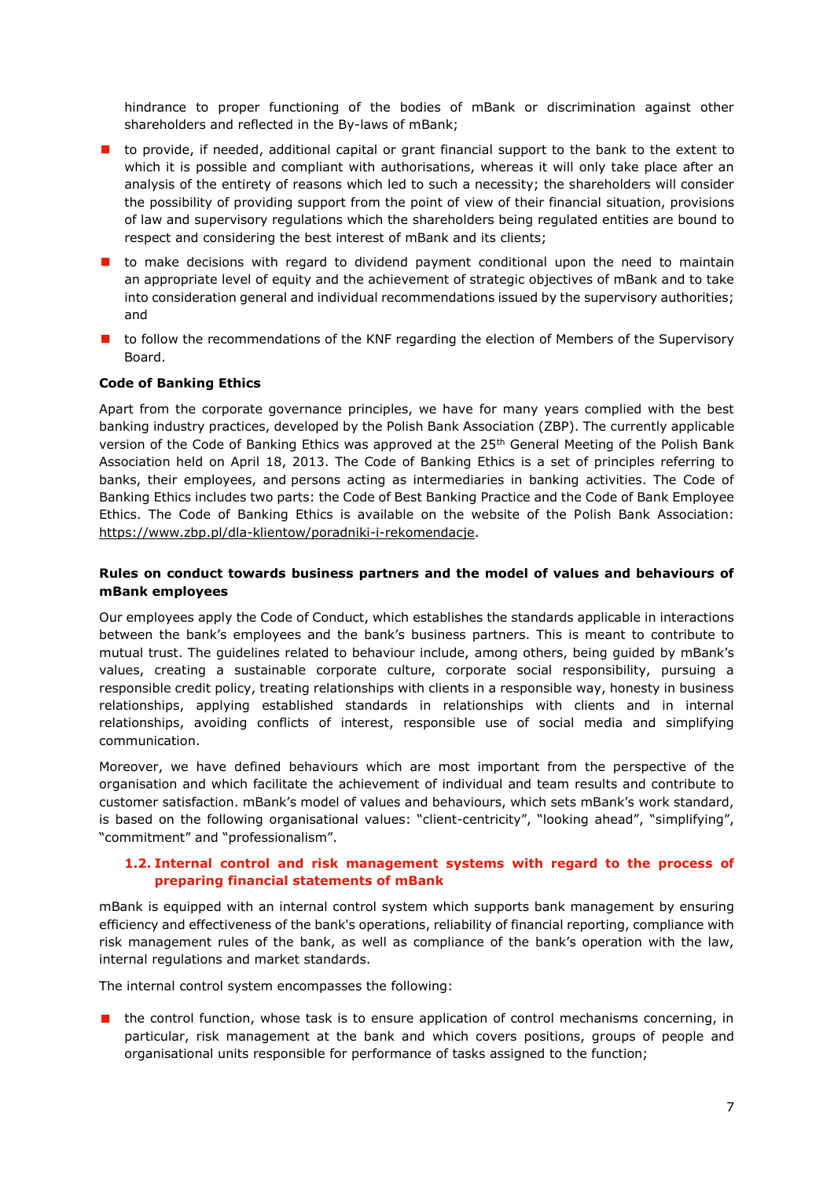hindrance to proper functioning of the bodies of mBank or discrimination against other shareholders and reflected in the By-laws of mBank;

- to provide, if needed, additional capital or grant financial support to the bank to the extent to which it is possible and compliant with authorisations, whereas it will only take place after an analysis of the entirety of reasons which led to such a necessity; the shareholders will consider the possibility of providing support from the point of view of their financial situation, provisions of law and supervisory regulations which the shareholders being regulated entities are bound to respect and considering the best interest of mBank and its clients;
- to make decisions with regard to dividend payment conditional upon the need to maintain an appropriate level of equity and the achievement of strategic objectives of mBank and to take into consideration general and individual recommendations issued by the supervisory authorities; and
- to follow the recommendations of the KNF regarding the election of Members of the Supervisory Board.

**Code of Banking Ethics**

Apart from the corporate governance principles, we have for many years complied with the best banking industry practices, developed by the Polish Bank Association (ZBP). The currently applicable version of the Code of Banking Ethics was approved at the 25th General Meeting of the Polish Bank Association held on April 18, 2013. The Code of Banking Ethics is a set of principles referring to banks, their employees, and persons acting as intermediaries in banking activities. The Code of Banking Ethics includes two parts: the Code of Best Banking Practice and the Code of Bank Employee Ethics. The Code of Banking Ethics is available on the website of the Polish Bank Association: https://www.zbp.pl/dla-klientow/poradniki-i-rekomendacje.

**Rules on conduct towards business partners and the model of values and behaviours of mBank employees**

Our employees apply the Code of Conduct, which establishes the standards applicable in interactions between the bank's employees and the bank's business partners. This is meant to contribute to mutual trust. The guidelines related to behaviour include, among others, being guided by mBank's values, creating a sustainable corporate culture, corporate social responsibility, pursuing a responsible credit policy, treating relationships with clients in a responsible way, honesty in business relationships, applying established standards in relationships with clients and in internal relationships, avoiding conflicts of interest, responsible use of social media and simplifying communication.

Moreover, we have defined behaviours which are most important from the perspective of the organisation and which facilitate the achievement of individual and team results and contribute to customer satisfaction. mBank's model of values and behaviours, which sets mBank's work standard, is based on the following organisational values: "client-centricity", "looking ahead", "simplifying", "commitment" and "professionalism".

### 1.2. Internal control and risk management systems with regard to the process of preparing financial statements of mBank

mBank is equipped with an internal control system which supports bank management by ensuring efficiency and effectiveness of the bank's operations, reliability of financial reporting, compliance with risk management rules of the bank, as well as compliance of the bank's operation with the law, internal regulations and market standards.

The internal control system encompasses the following:

- the control function, whose task is to ensure application of control mechanisms concerning, in particular, risk management at the bank and which covers positions, groups of people and organisational units responsible for performance of tasks assigned to the function;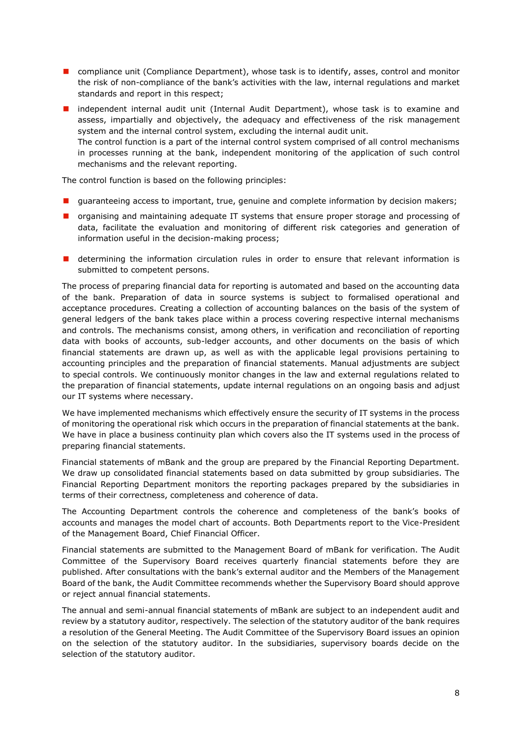- compliance unit (Compliance Department), whose task is to identify, asses, control and monitor the risk of non-compliance of the bank's activities with the law, internal regulations and market standards and report in this respect;
- independent internal audit unit (Internal Audit Department), whose task is to examine and assess, impartially and objectively, the adequacy and effectiveness of the risk management system and the internal control system, excluding the internal audit unit.
  The control function is a part of the internal control system comprised of all control mechanisms in processes running at the bank, independent monitoring of the application of such control mechanisms and the relevant reporting.

The control function is based on the following principles:

- guaranteeing access to important, true, genuine and complete information by decision makers;
- organising and maintaining adequate IT systems that ensure proper storage and processing of data, facilitate the evaluation and monitoring of different risk categories and generation of information useful in the decision-making process;
- determining the information circulation rules in order to ensure that relevant information is submitted to competent persons.

The process of preparing financial data for reporting is automated and based on the accounting data of the bank. Preparation of data in source systems is subject to formalised operational and acceptance procedures. Creating a collection of accounting balances on the basis of the system of general ledgers of the bank takes place within a process covering respective internal mechanisms and controls. The mechanisms consist, among others, in verification and reconciliation of reporting data with books of accounts, sub-ledger accounts, and other documents on the basis of which financial statements are drawn up, as well as with the applicable legal provisions pertaining to accounting principles and the preparation of financial statements. Manual adjustments are subject to special controls. We continuously monitor changes in the law and external regulations related to the preparation of financial statements, update internal regulations on an ongoing basis and adjust our IT systems where necessary.

We have implemented mechanisms which effectively ensure the security of IT systems in the process of monitoring the operational risk which occurs in the preparation of financial statements at the bank. We have in place a business continuity plan which covers also the IT systems used in the process of preparing financial statements.

Financial statements of mBank and the group are prepared by the Financial Reporting Department. We draw up consolidated financial statements based on data submitted by group subsidiaries. The Financial Reporting Department monitors the reporting packages prepared by the subsidiaries in terms of their correctness, completeness and coherence of data.

The Accounting Department controls the coherence and completeness of the bank's books of accounts and manages the model chart of accounts. Both Departments report to the Vice-President of the Management Board, Chief Financial Officer.

Financial statements are submitted to the Management Board of mBank for verification. The Audit Committee of the Supervisory Board receives quarterly financial statements before they are published. After consultations with the bank's external auditor and the Members of the Management Board of the bank, the Audit Committee recommends whether the Supervisory Board should approve or reject annual financial statements.

The annual and semi-annual financial statements of mBank are subject to an independent audit and review by a statutory auditor, respectively. The selection of the statutory auditor of the bank requires a resolution of the General Meeting. The Audit Committee of the Supervisory Board issues an opinion on the selection of the statutory auditor. In the subsidiaries, supervisory boards decide on the selection of the statutory auditor.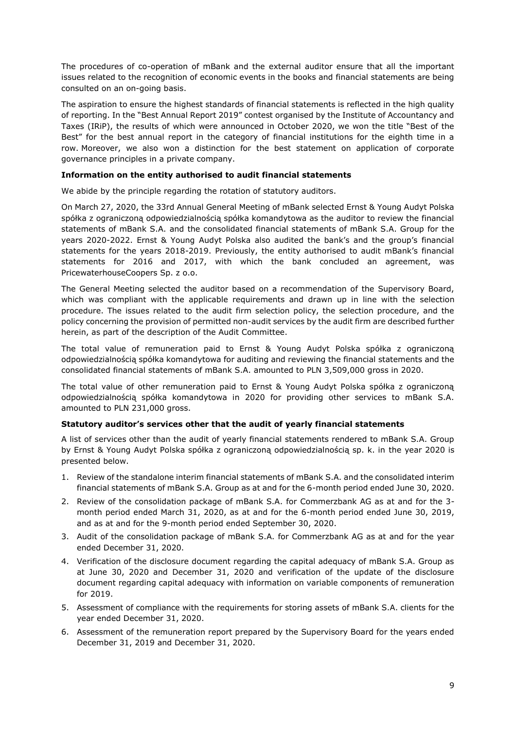The procedures of co-operation of mBank and the external auditor ensure that all the important issues related to the recognition of economic events in the books and financial statements are being consulted on an on-going basis.

The aspiration to ensure the highest standards of financial statements is reflected in the high quality of reporting. In the "Best Annual Report 2019" contest organised by the Institute of Accountancy and Taxes (IRiP), the results of which were announced in October 2020, we won the title "Best of the Best" for the best annual report in the category of financial institutions for the eighth time in a row. Moreover, we also won a distinction for the best statement on application of corporate governance principles in a private company.

**Information on the entity authorised to audit financial statements**

We abide by the principle regarding the rotation of statutory auditors.

On March 27, 2020, the 33rd Annual General Meeting of mBank selected Ernst & Young Audyt Polska spółka z ograniczoną odpowiedzialnością spółka komandytowa as the auditor to review the financial statements of mBank S.A. and the consolidated financial statements of mBank S.A. Group for the years 2020-2022. Ernst & Young Audyt Polska also audited the bank's and the group's financial statements for the years 2018-2019. Previously, the entity authorised to audit mBank's financial statements for 2016 and 2017, with which the bank concluded an agreement, was PricewaterhouseCoopers Sp. z o.o.

The General Meeting selected the auditor based on a recommendation of the Supervisory Board, which was compliant with the applicable requirements and drawn up in line with the selection procedure. The issues related to the audit firm selection policy, the selection procedure, and the policy concerning the provision of permitted non-audit services by the audit firm are described further herein, as part of the description of the Audit Committee.

The total value of remuneration paid to Ernst & Young Audyt Polska spółka z ograniczoną odpowiedzialnością spółka komandytowa for auditing and reviewing the financial statements and the consolidated financial statements of mBank S.A. amounted to PLN 3,509,000 gross in 2020.

The total value of other remuneration paid to Ernst & Young Audyt Polska spółka z ograniczoną odpowiedzialnością spółka komandytowa in 2020 for providing other services to mBank S.A. amounted to PLN 231,000 gross.

**Statutory auditor's services other that the audit of yearly financial statements**

A list of services other than the audit of yearly financial statements rendered to mBank S.A. Group by Ernst & Young Audyt Polska spółka z ograniczoną odpowiedzialnością sp. k. in the year 2020 is presented below.

1. Review of the standalone interim financial statements of mBank S.A. and the consolidated interim financial statements of mBank S.A. Group as at and for the 6-month period ended June 30, 2020.
2. Review of the consolidation package of mBank S.A. for Commerzbank AG as at and for the 3-month period ended March 31, 2020, as at and for the 6-month period ended June 30, 2019, and as at and for the 9-month period ended September 30, 2020.
3. Audit of the consolidation package of mBank S.A. for Commerzbank AG as at and for the year ended December 31, 2020.
4. Verification of the disclosure document regarding the capital adequacy of mBank S.A. Group as at June 30, 2020 and December 31, 2020 and verification of the update of the disclosure document regarding capital adequacy with information on variable components of remuneration for 2019.
5. Assessment of compliance with the requirements for storing assets of mBank S.A. clients for the year ended December 31, 2020.
6. Assessment of the remuneration report prepared by the Supervisory Board for the years ended December 31, 2019 and December 31, 2020.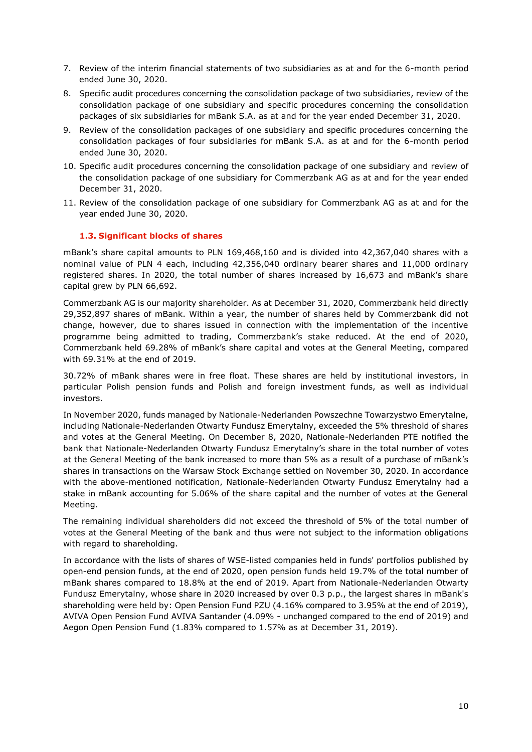7. Review of the interim financial statements of two subsidiaries as at and for the 6-month period ended June 30, 2020.
8. Specific audit procedures concerning the consolidation package of two subsidiaries, review of the consolidation package of one subsidiary and specific procedures concerning the consolidation packages of six subsidiaries for mBank S.A. as at and for the year ended December 31, 2020.
9. Review of the consolidation packages of one subsidiary and specific procedures concerning the consolidation packages of four subsidiaries for mBank S.A. as at and for the 6-month period ended June 30, 2020.
10. Specific audit procedures concerning the consolidation package of one subsidiary and review of the consolidation package of one subsidiary for Commerzbank AG as at and for the year ended December 31, 2020.
11. Review of the consolidation package of one subsidiary for Commerzbank AG as at and for the year ended June 30, 2020.

### 1.3. Significant blocks of shares

mBank's share capital amounts to PLN 169,468,160 and is divided into 42,367,040 shares with a nominal value of PLN 4 each, including 42,356,040 ordinary bearer shares and 11,000 ordinary registered shares. In 2020, the total number of shares increased by 16,673 and mBank's share capital grew by PLN 66,692.

Commerzbank AG is our majority shareholder. As at December 31, 2020, Commerzbank held directly 29,352,897 shares of mBank. Within a year, the number of shares held by Commerzbank did not change, however, due to shares issued in connection with the implementation of the incentive programme being admitted to trading, Commerzbank's stake reduced. At the end of 2020, Commerzbank held 69.28% of mBank's share capital and votes at the General Meeting, compared with 69.31% at the end of 2019.

30.72% of mBank shares were in free float. These shares are held by institutional investors, in particular Polish pension funds and Polish and foreign investment funds, as well as individual investors.

In November 2020, funds managed by Nationale-Nederlanden Powszechne Towarzystwo Emerytalne, including Nationale-Nederlanden Otwarty Fundusz Emerytalny, exceeded the 5% threshold of shares and votes at the General Meeting. On December 8, 2020, Nationale-Nederlanden PTE notified the bank that Nationale-Nederlanden Otwarty Fundusz Emerytalny's share in the total number of votes at the General Meeting of the bank increased to more than 5% as a result of a purchase of mBank's shares in transactions on the Warsaw Stock Exchange settled on November 30, 2020. In accordance with the above-mentioned notification, Nationale-Nederlanden Otwarty Fundusz Emerytalny had a stake in mBank accounting for 5.06% of the share capital and the number of votes at the General Meeting.

The remaining individual shareholders did not exceed the threshold of 5% of the total number of votes at the General Meeting of the bank and thus were not subject to the information obligations with regard to shareholding.

In accordance with the lists of shares of WSE-listed companies held in funds' portfolios published by open-end pension funds, at the end of 2020, open pension funds held 19.7% of the total number of mBank shares compared to 18.8% at the end of 2019. Apart from Nationale-Nederlanden Otwarty Fundusz Emerytalny, whose share in 2020 increased by over 0.3 p.p., the largest shares in mBank's shareholding were held by: Open Pension Fund PZU (4.16% compared to 3.95% at the end of 2019), AVIVA Open Pension Fund AVIVA Santander (4.09% - unchanged compared to the end of 2019) and Aegon Open Pension Fund (1.83% compared to 1.57% as at December 31, 2019).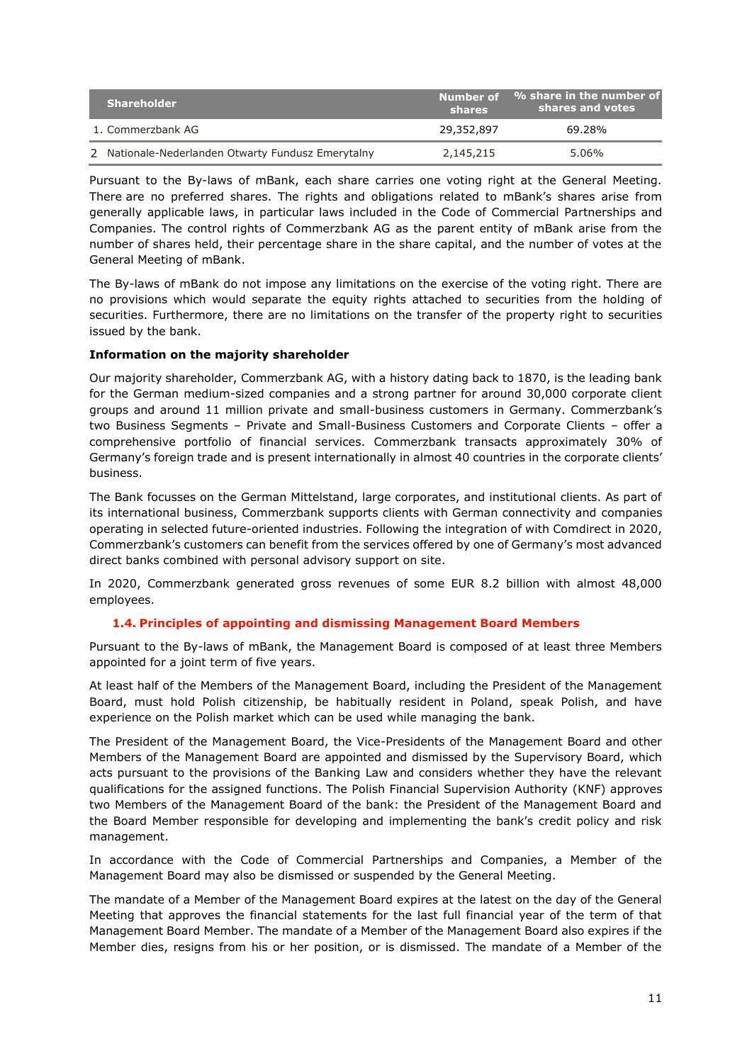| Shareholder | Number of shares | % share in the number of shares and votes |
|---|---|---|
| 1. Commerzbank AG | 29,352,897 | 69.28% |
| 2 Nationale-Nederlanden Otwarty Fundusz Emerytalny | 2,145,215 | 5.06% |

Pursuant to the By-laws of mBank, each share carries one voting right at the General Meeting. There are no preferred shares. The rights and obligations related to mBank's shares arise from generally applicable laws, in particular laws included in the Code of Commercial Partnerships and Companies. The control rights of Commerzbank AG as the parent entity of mBank arise from the number of shares held, their percentage share in the share capital, and the number of votes at the General Meeting of mBank.

The By-laws of mBank do not impose any limitations on the exercise of the voting right. There are no provisions which would separate the equity rights attached to securities from the holding of securities. Furthermore, there are no limitations on the transfer of the property right to securities issued by the bank.

**Information on the majority shareholder**

Our majority shareholder, Commerzbank AG, with a history dating back to 1870, is the leading bank for the German medium-sized companies and a strong partner for around 30,000 corporate client groups and around 11 million private and small-business customers in Germany. Commerzbank's two Business Segments – Private and Small-Business Customers and Corporate Clients – offer a comprehensive portfolio of financial services. Commerzbank transacts approximately 30% of Germany's foreign trade and is present internationally in almost 40 countries in the corporate clients' business.

The Bank focusses on the German Mittelstand, large corporates, and institutional clients. As part of its international business, Commerzbank supports clients with German connectivity and companies operating in selected future-oriented industries. Following the integration of with Comdirect in 2020, Commerzbank's customers can benefit from the services offered by one of Germany's most advanced direct banks combined with personal advisory support on site.

In 2020, Commerzbank generated gross revenues of some EUR 8.2 billion with almost 48,000 employees.

### 1.4. Principles of appointing and dismissing Management Board Members

Pursuant to the By-laws of mBank, the Management Board is composed of at least three Members appointed for a joint term of five years.

At least half of the Members of the Management Board, including the President of the Management Board, must hold Polish citizenship, be habitually resident in Poland, speak Polish, and have experience on the Polish market which can be used while managing the bank.

The President of the Management Board, the Vice-Presidents of the Management Board and other Members of the Management Board are appointed and dismissed by the Supervisory Board, which acts pursuant to the provisions of the Banking Law and considers whether they have the relevant qualifications for the assigned functions. The Polish Financial Supervision Authority (KNF) approves two Members of the Management Board of the bank: the President of the Management Board and the Board Member responsible for developing and implementing the bank's credit policy and risk management.

In accordance with the Code of Commercial Partnerships and Companies, a Member of the Management Board may also be dismissed or suspended by the General Meeting.

The mandate of a Member of the Management Board expires at the latest on the day of the General Meeting that approves the financial statements for the last full financial year of the term of that Management Board Member. The mandate of a Member of the Management Board also expires if the Member dies, resigns from his or her position, or is dismissed. The mandate of a Member of the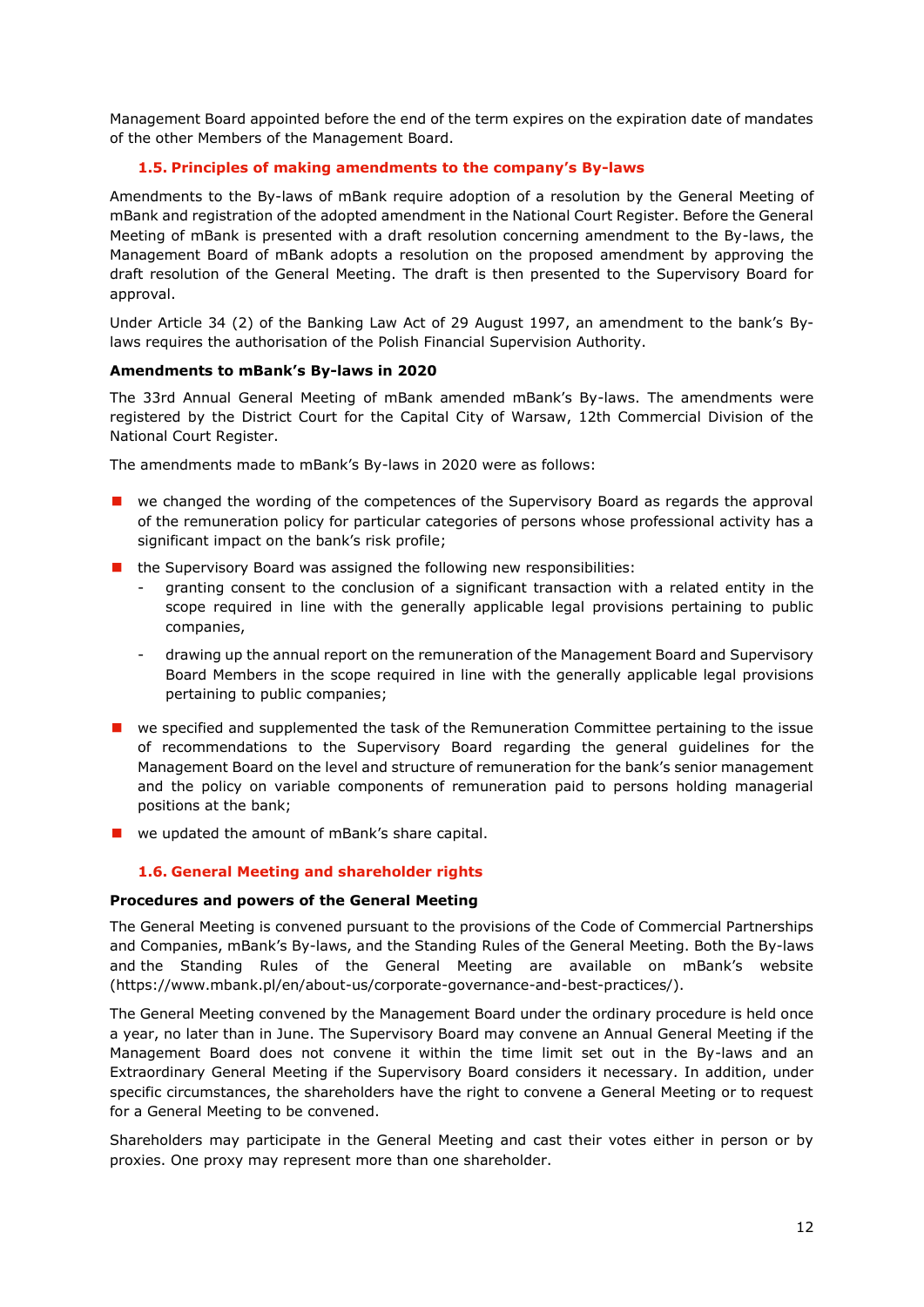Management Board appointed before the end of the term expires on the expiration date of mandates of the other Members of the Management Board.

### 1.5. Principles of making amendments to the company's By-laws

Amendments to the By-laws of mBank require adoption of a resolution by the General Meeting of mBank and registration of the adopted amendment in the National Court Register. Before the General Meeting of mBank is presented with a draft resolution concerning amendment to the By-laws, the Management Board of mBank adopts a resolution on the proposed amendment by approving the draft resolution of the General Meeting. The draft is then presented to the Supervisory Board for approval.

Under Article 34 (2) of the Banking Law Act of 29 August 1997, an amendment to the bank's By-laws requires the authorisation of the Polish Financial Supervision Authority.

**Amendments to mBank's By-laws in 2020**

The 33rd Annual General Meeting of mBank amended mBank's By-laws. The amendments were registered by the District Court for the Capital City of Warsaw, 12th Commercial Division of the National Court Register.

The amendments made to mBank's By-laws in 2020 were as follows:

- we changed the wording of the competences of the Supervisory Board as regards the approval of the remuneration policy for particular categories of persons whose professional activity has a significant impact on the bank's risk profile;
- the Supervisory Board was assigned the following new responsibilities:
  - granting consent to the conclusion of a significant transaction with a related entity in the scope required in line with the generally applicable legal provisions pertaining to public companies,
  - drawing up the annual report on the remuneration of the Management Board and Supervisory Board Members in the scope required in line with the generally applicable legal provisions pertaining to public companies;
- we specified and supplemented the task of the Remuneration Committee pertaining to the issue of recommendations to the Supervisory Board regarding the general guidelines for the Management Board on the level and structure of remuneration for the bank's senior management and the policy on variable components of remuneration paid to persons holding managerial positions at the bank;
- we updated the amount of mBank's share capital.

### 1.6. General Meeting and shareholder rights

**Procedures and powers of the General Meeting**

The General Meeting is convened pursuant to the provisions of the Code of Commercial Partnerships and Companies, mBank's By-laws, and the Standing Rules of the General Meeting. Both the By-laws and the Standing Rules of the General Meeting are available on mBank's website (https://www.mbank.pl/en/about-us/corporate-governance-and-best-practices/).

The General Meeting convened by the Management Board under the ordinary procedure is held once a year, no later than in June. The Supervisory Board may convene an Annual General Meeting if the Management Board does not convene it within the time limit set out in the By-laws and an Extraordinary General Meeting if the Supervisory Board considers it necessary. In addition, under specific circumstances, the shareholders have the right to convene a General Meeting or to request for a General Meeting to be convened.

Shareholders may participate in the General Meeting and cast their votes either in person or by proxies. One proxy may represent more than one shareholder.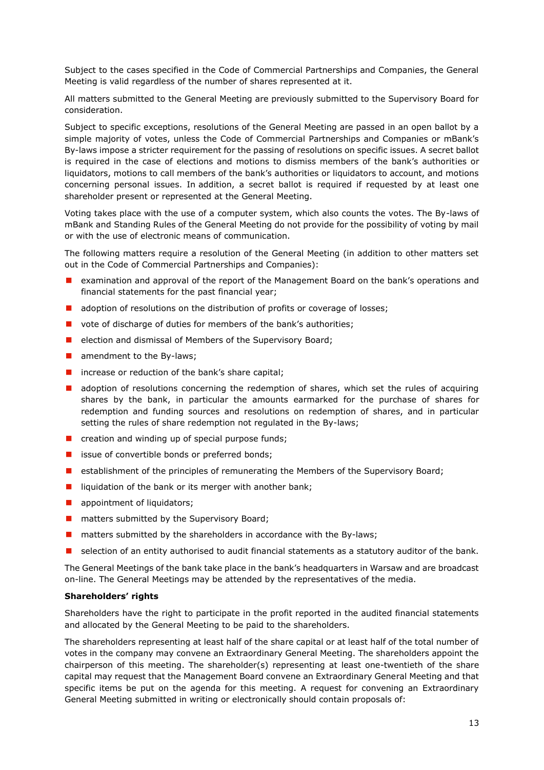Subject to the cases specified in the Code of Commercial Partnerships and Companies, the General Meeting is valid regardless of the number of shares represented at it.

All matters submitted to the General Meeting are previously submitted to the Supervisory Board for consideration.

Subject to specific exceptions, resolutions of the General Meeting are passed in an open ballot by a simple majority of votes, unless the Code of Commercial Partnerships and Companies or mBank's By-laws impose a stricter requirement for the passing of resolutions on specific issues. A secret ballot is required in the case of elections and motions to dismiss members of the bank's authorities or liquidators, motions to call members of the bank's authorities or liquidators to account, and motions concerning personal issues. In addition, a secret ballot is required if requested by at least one shareholder present or represented at the General Meeting.

Voting takes place with the use of a computer system, which also counts the votes. The By-laws of mBank and Standing Rules of the General Meeting do not provide for the possibility of voting by mail or with the use of electronic means of communication.

The following matters require a resolution of the General Meeting (in addition to other matters set out in the Code of Commercial Partnerships and Companies):

- examination and approval of the report of the Management Board on the bank's operations and financial statements for the past financial year;
- adoption of resolutions on the distribution of profits or coverage of losses;
- vote of discharge of duties for members of the bank's authorities;
- election and dismissal of Members of the Supervisory Board;
- amendment to the By-laws;
- increase or reduction of the bank's share capital;
- adoption of resolutions concerning the redemption of shares, which set the rules of acquiring shares by the bank, in particular the amounts earmarked for the purchase of shares for redemption and funding sources and resolutions on redemption of shares, and in particular setting the rules of share redemption not regulated in the By-laws;
- creation and winding up of special purpose funds;
- issue of convertible bonds or preferred bonds;
- establishment of the principles of remunerating the Members of the Supervisory Board;
- liquidation of the bank or its merger with another bank;
- appointment of liquidators;
- matters submitted by the Supervisory Board;
- matters submitted by the shareholders in accordance with the By-laws;
- selection of an entity authorised to audit financial statements as a statutory auditor of the bank.

The General Meetings of the bank take place in the bank's headquarters in Warsaw and are broadcast on-line. The General Meetings may be attended by the representatives of the media.

**Shareholders' rights**

Shareholders have the right to participate in the profit reported in the audited financial statements and allocated by the General Meeting to be paid to the shareholders.

The shareholders representing at least half of the share capital or at least half of the total number of votes in the company may convene an Extraordinary General Meeting. The shareholders appoint the chairperson of this meeting. The shareholder(s) representing at least one-twentieth of the share capital may request that the Management Board convene an Extraordinary General Meeting and that specific items be put on the agenda for this meeting. A request for convening an Extraordinary General Meeting submitted in writing or electronically should contain proposals of: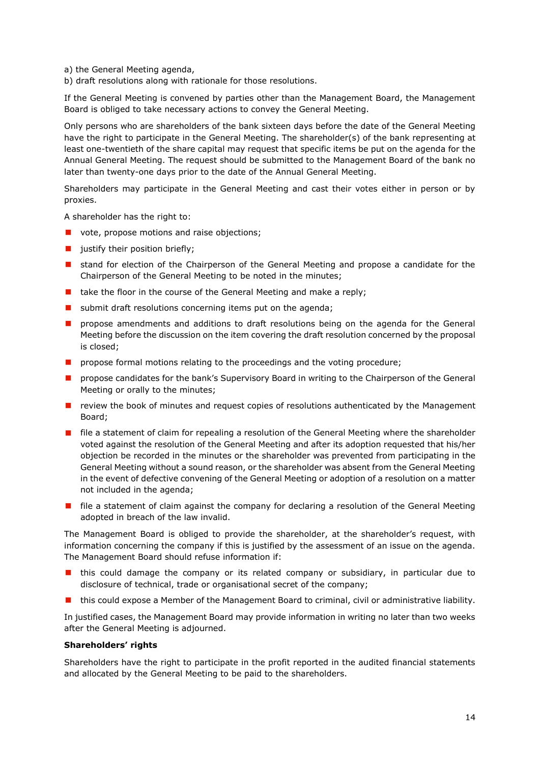a) the General Meeting agenda,
b) draft resolutions along with rationale for those resolutions.

If the General Meeting is convened by parties other than the Management Board, the Management Board is obliged to take necessary actions to convey the General Meeting.

Only persons who are shareholders of the bank sixteen days before the date of the General Meeting have the right to participate in the General Meeting. The shareholder(s) of the bank representing at least one-twentieth of the share capital may request that specific items be put on the agenda for the Annual General Meeting. The request should be submitted to the Management Board of the bank no later than twenty-one days prior to the date of the Annual General Meeting.

Shareholders may participate in the General Meeting and cast their votes either in person or by proxies.

A shareholder has the right to:

- vote, propose motions and raise objections;
- justify their position briefly;
- stand for election of the Chairperson of the General Meeting and propose a candidate for the Chairperson of the General Meeting to be noted in the minutes;
- take the floor in the course of the General Meeting and make a reply;
- submit draft resolutions concerning items put on the agenda;
- propose amendments and additions to draft resolutions being on the agenda for the General Meeting before the discussion on the item covering the draft resolution concerned by the proposal is closed;
- propose formal motions relating to the proceedings and the voting procedure;
- propose candidates for the bank's Supervisory Board in writing to the Chairperson of the General Meeting or orally to the minutes;
- review the book of minutes and request copies of resolutions authenticated by the Management Board;
- file a statement of claim for repealing a resolution of the General Meeting where the shareholder voted against the resolution of the General Meeting and after its adoption requested that his/her objection be recorded in the minutes or the shareholder was prevented from participating in the General Meeting without a sound reason, or the shareholder was absent from the General Meeting in the event of defective convening of the General Meeting or adoption of a resolution on a matter not included in the agenda;
- file a statement of claim against the company for declaring a resolution of the General Meeting adopted in breach of the law invalid.

The Management Board is obliged to provide the shareholder, at the shareholder's request, with information concerning the company if this is justified by the assessment of an issue on the agenda. The Management Board should refuse information if:

- this could damage the company or its related company or subsidiary, in particular due to disclosure of technical, trade or organisational secret of the company;
- this could expose a Member of the Management Board to criminal, civil or administrative liability.

In justified cases, the Management Board may provide information in writing no later than two weeks after the General Meeting is adjourned.

**Shareholders' rights**

Shareholders have the right to participate in the profit reported in the audited financial statements and allocated by the General Meeting to be paid to the shareholders.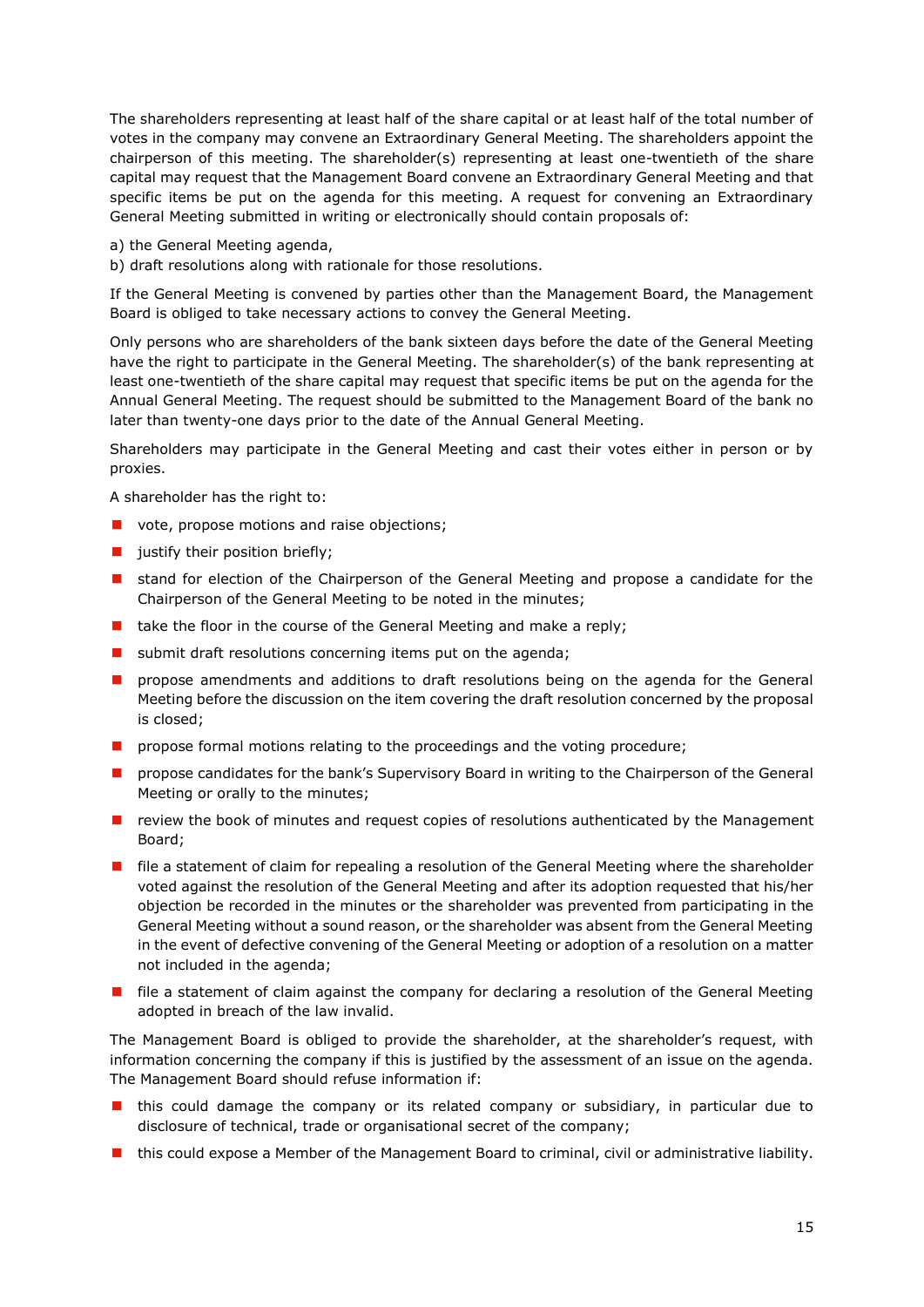The shareholders representing at least half of the share capital or at least half of the total number of votes in the company may convene an Extraordinary General Meeting. The shareholders appoint the chairperson of this meeting. The shareholder(s) representing at least one-twentieth of the share capital may request that the Management Board convene an Extraordinary General Meeting and that specific items be put on the agenda for this meeting. A request for convening an Extraordinary General Meeting submitted in writing or electronically should contain proposals of:

a) the General Meeting agenda,
b) draft resolutions along with rationale for those resolutions.

If the General Meeting is convened by parties other than the Management Board, the Management Board is obliged to take necessary actions to convey the General Meeting.

Only persons who are shareholders of the bank sixteen days before the date of the General Meeting have the right to participate in the General Meeting. The shareholder(s) of the bank representing at least one-twentieth of the share capital may request that specific items be put on the agenda for the Annual General Meeting. The request should be submitted to the Management Board of the bank no later than twenty-one days prior to the date of the Annual General Meeting.

Shareholders may participate in the General Meeting and cast their votes either in person or by proxies.

A shareholder has the right to:

- vote, propose motions and raise objections;
- justify their position briefly;
- stand for election of the Chairperson of the General Meeting and propose a candidate for the Chairperson of the General Meeting to be noted in the minutes;
- take the floor in the course of the General Meeting and make a reply;
- submit draft resolutions concerning items put on the agenda;
- propose amendments and additions to draft resolutions being on the agenda for the General Meeting before the discussion on the item covering the draft resolution concerned by the proposal is closed;
- propose formal motions relating to the proceedings and the voting procedure;
- propose candidates for the bank's Supervisory Board in writing to the Chairperson of the General Meeting or orally to the minutes;
- review the book of minutes and request copies of resolutions authenticated by the Management Board;
- file a statement of claim for repealing a resolution of the General Meeting where the shareholder voted against the resolution of the General Meeting and after its adoption requested that his/her objection be recorded in the minutes or the shareholder was prevented from participating in the General Meeting without a sound reason, or the shareholder was absent from the General Meeting in the event of defective convening of the General Meeting or adoption of a resolution on a matter not included in the agenda;
- file a statement of claim against the company for declaring a resolution of the General Meeting adopted in breach of the law invalid.

The Management Board is obliged to provide the shareholder, at the shareholder's request, with information concerning the company if this is justified by the assessment of an issue on the agenda. The Management Board should refuse information if:

- this could damage the company or its related company or subsidiary, in particular due to disclosure of technical, trade or organisational secret of the company;
- this could expose a Member of the Management Board to criminal, civil or administrative liability.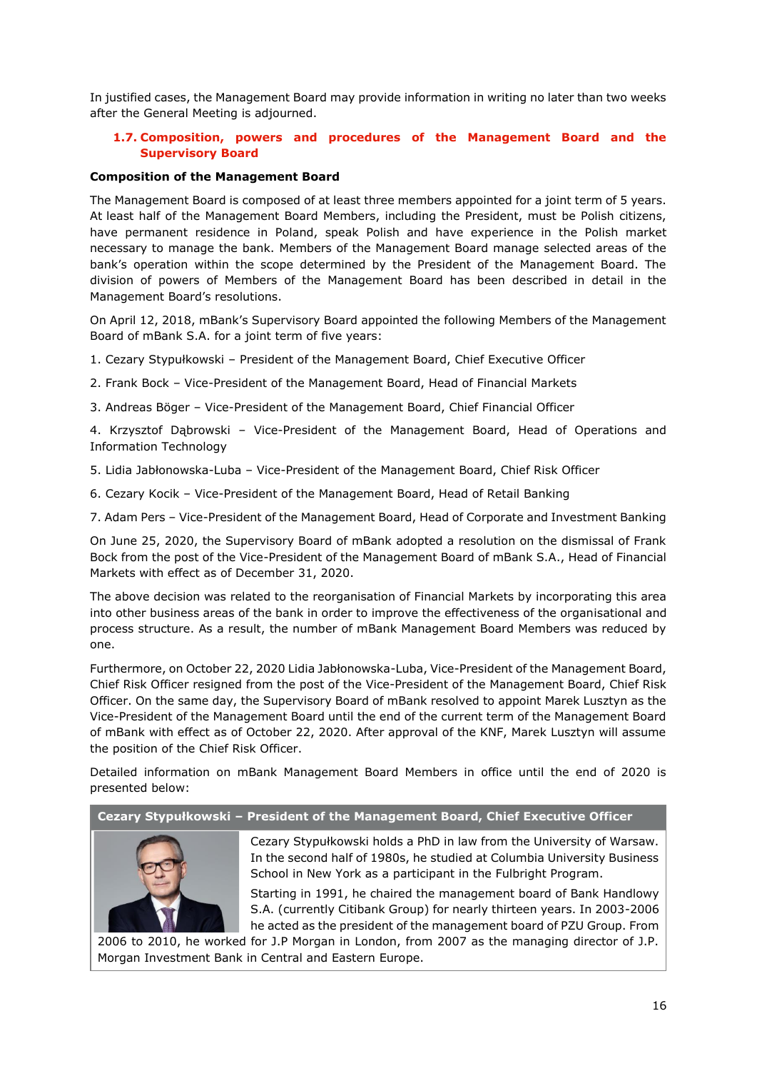In justified cases, the Management Board may provide information in writing no later than two weeks after the General Meeting is adjourned.

### 1.7. Composition, powers and procedures of the Management Board and the Supervisory Board

**Composition of the Management Board**

The Management Board is composed of at least three members appointed for a joint term of 5 years. At least half of the Management Board Members, including the President, must be Polish citizens, have permanent residence in Poland, speak Polish and have experience in the Polish market necessary to manage the bank. Members of the Management Board manage selected areas of the bank's operation within the scope determined by the President of the Management Board. The division of powers of Members of the Management Board has been described in detail in the Management Board's resolutions.

On April 12, 2018, mBank's Supervisory Board appointed the following Members of the Management Board of mBank S.A. for a joint term of five years:

1. Cezary Stypułkowski – President of the Management Board, Chief Executive Officer
2. Frank Bock – Vice-President of the Management Board, Head of Financial Markets
3. Andreas Böger – Vice-President of the Management Board, Chief Financial Officer
4. Krzysztof Dąbrowski – Vice-President of the Management Board, Head of Operations and Information Technology
5. Lidia Jabłonowska-Luba – Vice-President of the Management Board, Chief Risk Officer
6. Cezary Kocik – Vice-President of the Management Board, Head of Retail Banking
7. Adam Pers – Vice-President of the Management Board, Head of Corporate and Investment Banking

On June 25, 2020, the Supervisory Board of mBank adopted a resolution on the dismissal of Frank Bock from the post of the Vice-President of the Management Board of mBank S.A., Head of Financial Markets with effect as of December 31, 2020.

The above decision was related to the reorganisation of Financial Markets by incorporating this area into other business areas of the bank in order to improve the effectiveness of the organisational and process structure. As a result, the number of mBank Management Board Members was reduced by one.

Furthermore, on October 22, 2020 Lidia Jabłonowska-Luba, Vice-President of the Management Board, Chief Risk Officer resigned from the post of the Vice-President of the Management Board, Chief Risk Officer. On the same day, the Supervisory Board of mBank resolved to appoint Marek Lusztyn as the Vice-President of the Management Board until the end of the current term of the Management Board of mBank with effect as of October 22, 2020. After approval of the KNF, Marek Lusztyn will assume the position of the Chief Risk Officer.

Detailed information on mBank Management Board Members in office until the end of 2020 is presented below:

**Cezary Stypułkowski – President of the Management Board, Chief Executive Officer**

Cezary Stypułkowski holds a PhD in law from the University of Warsaw. In the second half of 1980s, he studied at Columbia University Business School in New York as a participant in the Fulbright Program.

Starting in 1991, he chaired the management board of Bank Handlowy S.A. (currently Citibank Group) for nearly thirteen years. In 2003-2006 he acted as the president of the management board of PZU Group. From 2006 to 2010, he worked for J.P Morgan in London, from 2007 as the managing director of J.P. Morgan Investment Bank in Central and Eastern Europe.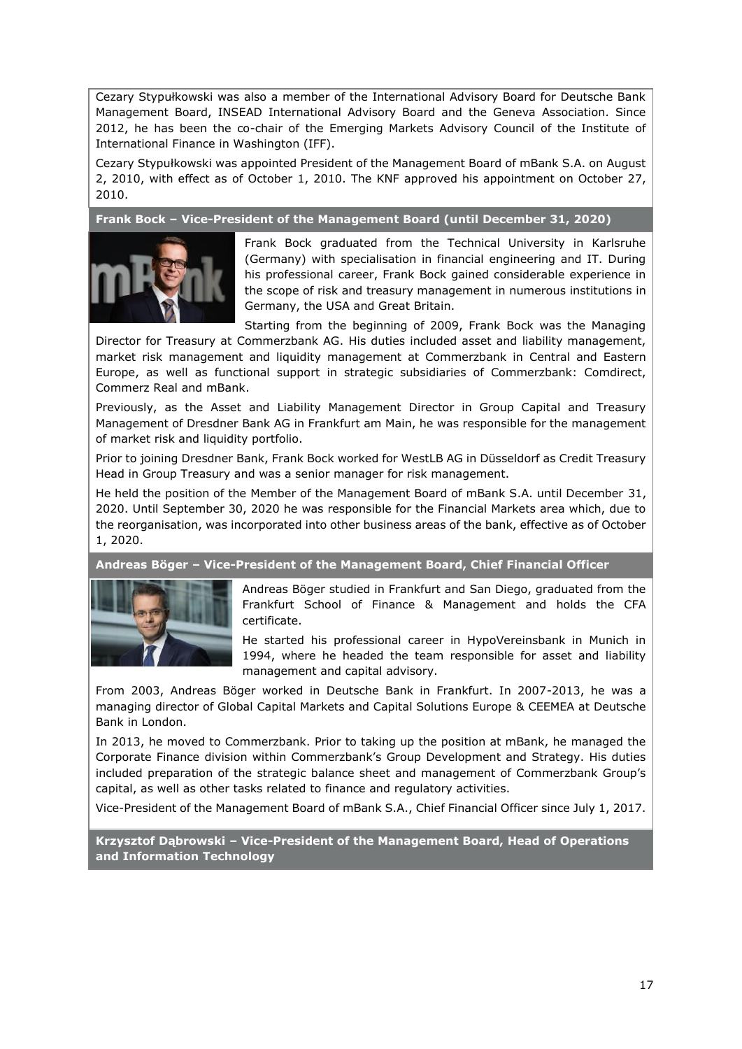Cezary Stypułkowski was also a member of the International Advisory Board for Deutsche Bank Management Board, INSEAD International Advisory Board and the Geneva Association. Since 2012, he has been the co-chair of the Emerging Markets Advisory Council of the Institute of International Finance in Washington (IFF).

Cezary Stypułkowski was appointed President of the Management Board of mBank S.A. on August 2, 2010, with effect as of October 1, 2010. The KNF approved his appointment on October 27, 2010.

**Frank Bock – Vice-President of the Management Board (until December 31, 2020)**

Frank Bock graduated from the Technical University in Karlsruhe (Germany) with specialisation in financial engineering and IT. During his professional career, Frank Bock gained considerable experience in the scope of risk and treasury management in numerous institutions in Germany, the USA and Great Britain.

Starting from the beginning of 2009, Frank Bock was the Managing Director for Treasury at Commerzbank AG. His duties included asset and liability management, market risk management and liquidity management at Commerzbank in Central and Eastern Europe, as well as functional support in strategic subsidiaries of Commerzbank: Comdirect, Commerz Real and mBank.

Previously, as the Asset and Liability Management Director in Group Capital and Treasury Management of Dresdner Bank AG in Frankfurt am Main, he was responsible for the management of market risk and liquidity portfolio.

Prior to joining Dresdner Bank, Frank Bock worked for WestLB AG in Düsseldorf as Credit Treasury Head in Group Treasury and was a senior manager for risk management.

He held the position of the Member of the Management Board of mBank S.A. until December 31, 2020. Until September 30, 2020 he was responsible for the Financial Markets area which, due to the reorganisation, was incorporated into other business areas of the bank, effective as of October 1, 2020.

**Andreas Böger – Vice-President of the Management Board, Chief Financial Officer**

Andreas Böger studied in Frankfurt and San Diego, graduated from the Frankfurt School of Finance & Management and holds the CFA certificate.

He started his professional career in HypoVereinsbank in Munich in 1994, where he headed the team responsible for asset and liability management and capital advisory.

From 2003, Andreas Böger worked in Deutsche Bank in Frankfurt. In 2007-2013, he was a managing director of Global Capital Markets and Capital Solutions Europe & CEEMEA at Deutsche Bank in London.

In 2013, he moved to Commerzbank. Prior to taking up the position at mBank, he managed the Corporate Finance division within Commerzbank's Group Development and Strategy. His duties included preparation of the strategic balance sheet and management of Commerzbank Group's capital, as well as other tasks related to finance and regulatory activities.

Vice-President of the Management Board of mBank S.A., Chief Financial Officer since July 1, 2017.

**Krzysztof Dąbrowski – Vice-President of the Management Board, Head of Operations and Information Technology**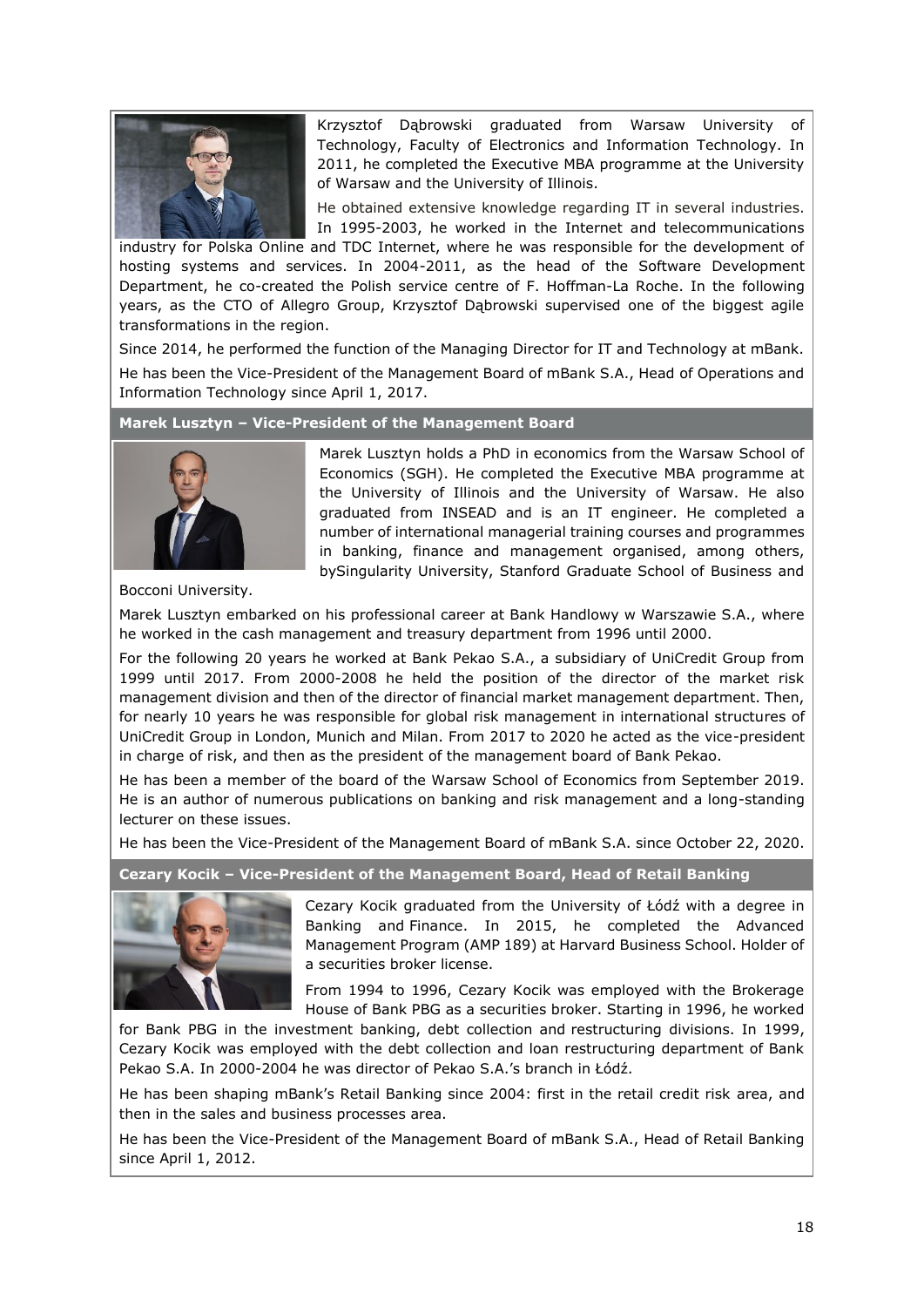Krzysztof Dąbrowski graduated from Warsaw University of Technology, Faculty of Electronics and Information Technology. In 2011, he completed the Executive MBA programme at the University of Warsaw and the University of Illinois.

He obtained extensive knowledge regarding IT in several industries. In 1995-2003, he worked in the Internet and telecommunications industry for Polska Online and TDC Internet, where he was responsible for the development of hosting systems and services. In 2004-2011, as the head of the Software Development Department, he co-created the Polish service centre of F. Hoffman-La Roche. In the following years, as the CTO of Allegro Group, Krzysztof Dąbrowski supervised one of the biggest agile transformations in the region.

Since 2014, he performed the function of the Managing Director for IT and Technology at mBank.

He has been the Vice-President of the Management Board of mBank S.A., Head of Operations and Information Technology since April 1, 2017.

**Marek Lusztyn – Vice-President of the Management Board**

Marek Lusztyn holds a PhD in economics from the Warsaw School of Economics (SGH). He completed the Executive MBA programme at the University of Illinois and the University of Warsaw. He also graduated from INSEAD and is an IT engineer. He completed a number of international managerial training courses and programmes in banking, finance and management organised, among others, bySingularity University, Stanford Graduate School of Business and Bocconi University.

Marek Lusztyn embarked on his professional career at Bank Handlowy w Warszawie S.A., where he worked in the cash management and treasury department from 1996 until 2000.

For the following 20 years he worked at Bank Pekao S.A., a subsidiary of UniCredit Group from 1999 until 2017. From 2000-2008 he held the position of the director of the market risk management division and then of the director of financial market management department. Then, for nearly 10 years he was responsible for global risk management in international structures of UniCredit Group in London, Munich and Milan. From 2017 to 2020 he acted as the vice-president in charge of risk, and then as the president of the management board of Bank Pekao.

He has been a member of the board of the Warsaw School of Economics from September 2019. He is an author of numerous publications on banking and risk management and a long-standing lecturer on these issues.

He has been the Vice-President of the Management Board of mBank S.A. since October 22, 2020.

**Cezary Kocik – Vice-President of the Management Board, Head of Retail Banking**

Cezary Kocik graduated from the University of Łódź with a degree in Banking and Finance. In 2015, he completed the Advanced Management Program (AMP 189) at Harvard Business School. Holder of a securities broker license.

From 1994 to 1996, Cezary Kocik was employed with the Brokerage House of Bank PBG as a securities broker. Starting in 1996, he worked for Bank PBG in the investment banking, debt collection and restructuring divisions. In 1999, Cezary Kocik was employed with the debt collection and loan restructuring department of Bank Pekao S.A. In 2000-2004 he was director of Pekao S.A.'s branch in Łódź.

He has been shaping mBank's Retail Banking since 2004: first in the retail credit risk area, and then in the sales and business processes area.

He has been the Vice-President of the Management Board of mBank S.A., Head of Retail Banking since April 1, 2012.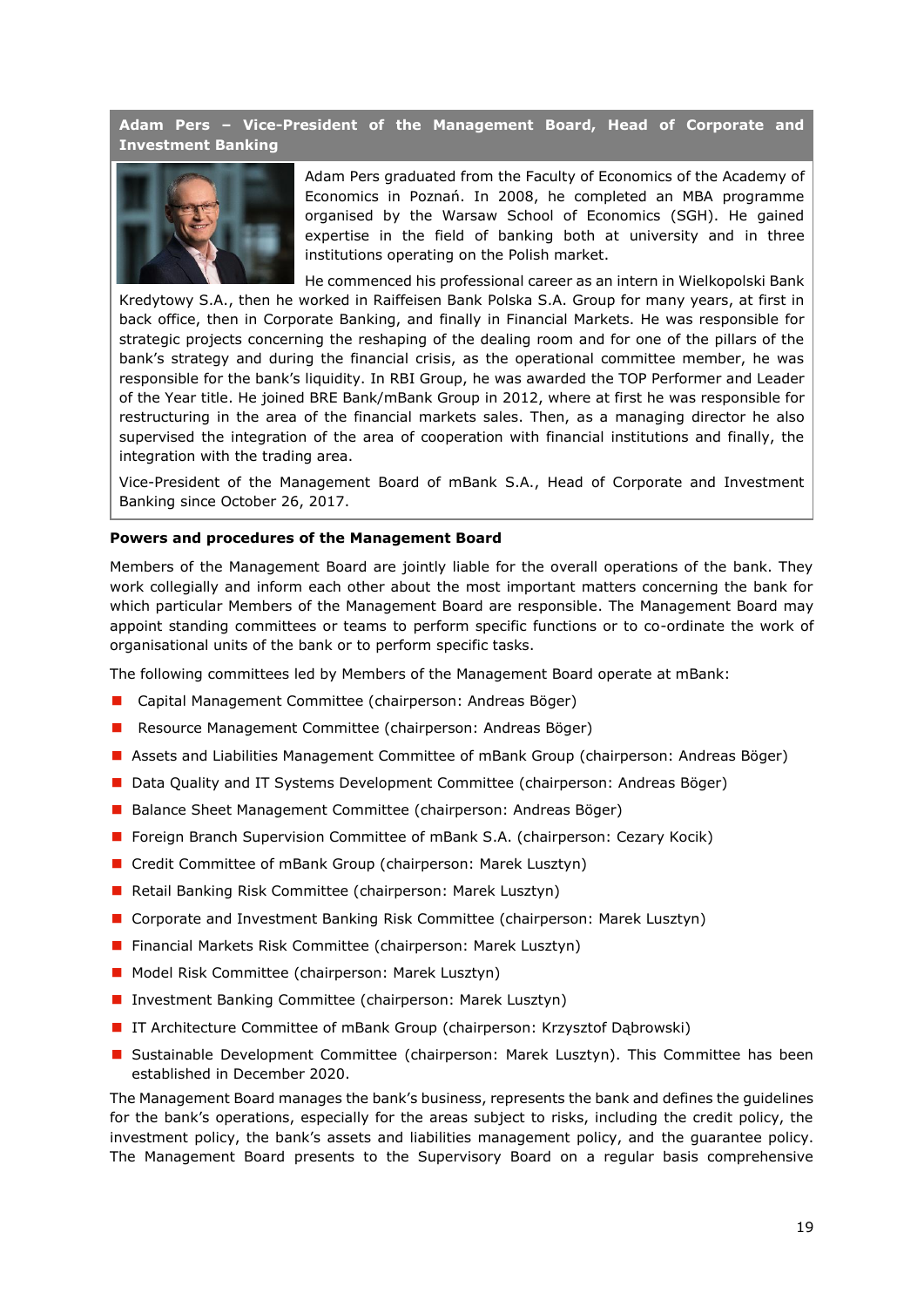**Adam Pers – Vice-President of the Management Board, Head of Corporate and Investment Banking**

Adam Pers graduated from the Faculty of Economics of the Academy of Economics in Poznań. In 2008, he completed an MBA programme organised by the Warsaw School of Economics (SGH). He gained expertise in the field of banking both at university and in three institutions operating on the Polish market.

He commenced his professional career as an intern in Wielkopolski Bank Kredytowy S.A., then he worked in Raiffeisen Bank Polska S.A. Group for many years, at first in back office, then in Corporate Banking, and finally in Financial Markets. He was responsible for strategic projects concerning the reshaping of the dealing room and for one of the pillars of the bank's strategy and during the financial crisis, as the operational committee member, he was responsible for the bank's liquidity. In RBI Group, he was awarded the TOP Performer and Leader of the Year title. He joined BRE Bank/mBank Group in 2012, where at first he was responsible for restructuring in the area of the financial markets sales. Then, as a managing director he also supervised the integration of the area of cooperation with financial institutions and finally, the integration with the trading area.

Vice-President of the Management Board of mBank S.A., Head of Corporate and Investment Banking since October 26, 2017.

**Powers and procedures of the Management Board**

Members of the Management Board are jointly liable for the overall operations of the bank. They work collegially and inform each other about the most important matters concerning the bank for which particular Members of the Management Board are responsible. The Management Board may appoint standing committees or teams to perform specific functions or to co-ordinate the work of organisational units of the bank or to perform specific tasks.

The following committees led by Members of the Management Board operate at mBank:

- Capital Management Committee (chairperson: Andreas Böger)
- Resource Management Committee (chairperson: Andreas Böger)
- Assets and Liabilities Management Committee of mBank Group (chairperson: Andreas Böger)
- Data Quality and IT Systems Development Committee (chairperson: Andreas Böger)
- Balance Sheet Management Committee (chairperson: Andreas Böger)
- Foreign Branch Supervision Committee of mBank S.A. (chairperson: Cezary Kocik)
- Credit Committee of mBank Group (chairperson: Marek Lusztyn)
- Retail Banking Risk Committee (chairperson: Marek Lusztyn)
- Corporate and Investment Banking Risk Committee (chairperson: Marek Lusztyn)
- Financial Markets Risk Committee (chairperson: Marek Lusztyn)
- Model Risk Committee (chairperson: Marek Lusztyn)
- Investment Banking Committee (chairperson: Marek Lusztyn)
- IT Architecture Committee of mBank Group (chairperson: Krzysztof Dąbrowski)
- Sustainable Development Committee (chairperson: Marek Lusztyn). This Committee has been established in December 2020.

The Management Board manages the bank's business, represents the bank and defines the guidelines for the bank's operations, especially for the areas subject to risks, including the credit policy, the investment policy, the bank's assets and liabilities management policy, and the guarantee policy. The Management Board presents to the Supervisory Board on a regular basis comprehensive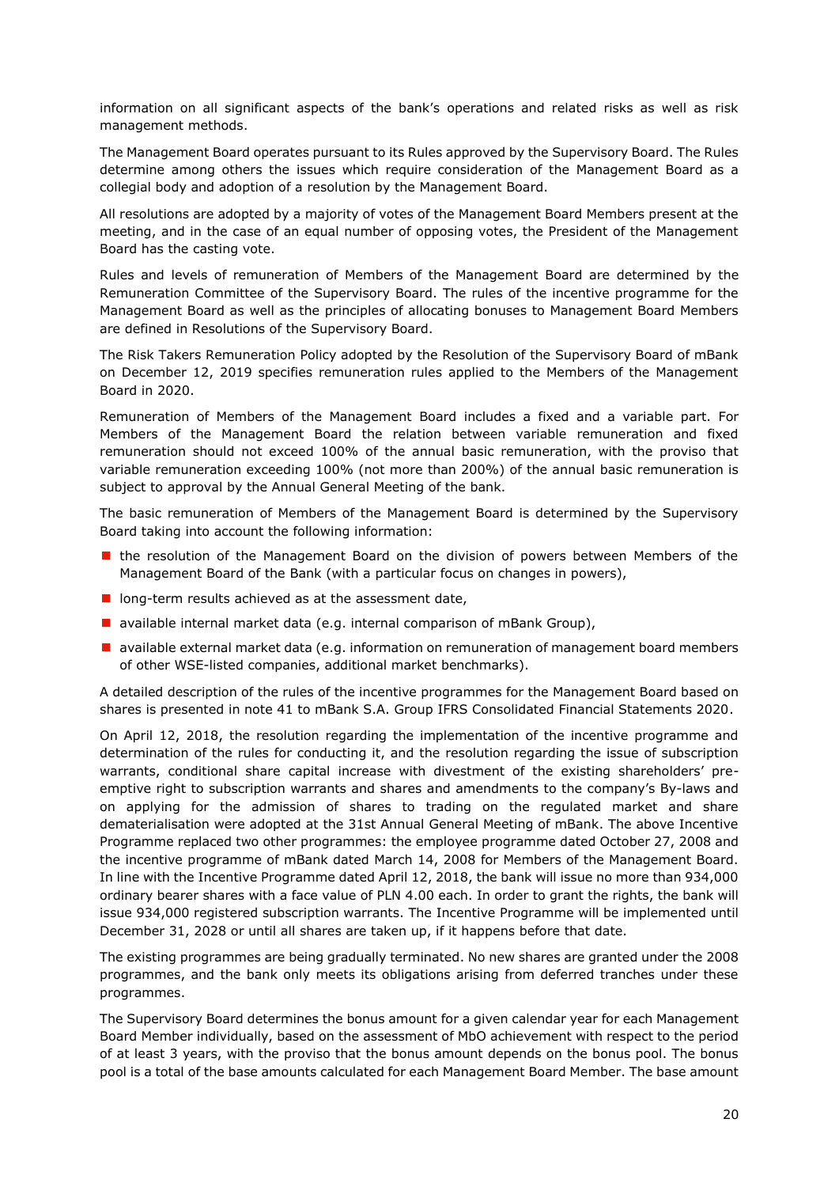information on all significant aspects of the bank's operations and related risks as well as risk management methods.

The Management Board operates pursuant to its Rules approved by the Supervisory Board. The Rules determine among others the issues which require consideration of the Management Board as a collegial body and adoption of a resolution by the Management Board.

All resolutions are adopted by a majority of votes of the Management Board Members present at the meeting, and in the case of an equal number of opposing votes, the President of the Management Board has the casting vote.

Rules and levels of remuneration of Members of the Management Board are determined by the Remuneration Committee of the Supervisory Board. The rules of the incentive programme for the Management Board as well as the principles of allocating bonuses to Management Board Members are defined in Resolutions of the Supervisory Board.

The Risk Takers Remuneration Policy adopted by the Resolution of the Supervisory Board of mBank on December 12, 2019 specifies remuneration rules applied to the Members of the Management Board in 2020.

Remuneration of Members of the Management Board includes a fixed and a variable part. For Members of the Management Board the relation between variable remuneration and fixed remuneration should not exceed 100% of the annual basic remuneration, with the proviso that variable remuneration exceeding 100% (not more than 200%) of the annual basic remuneration is subject to approval by the Annual General Meeting of the bank.

The basic remuneration of Members of the Management Board is determined by the Supervisory Board taking into account the following information:

- the resolution of the Management Board on the division of powers between Members of the Management Board of the Bank (with a particular focus on changes in powers),
- long-term results achieved as at the assessment date,
- available internal market data (e.g. internal comparison of mBank Group),
- available external market data (e.g. information on remuneration of management board members of other WSE-listed companies, additional market benchmarks).

A detailed description of the rules of the incentive programmes for the Management Board based on shares is presented in note 41 to mBank S.A. Group IFRS Consolidated Financial Statements 2020.

On April 12, 2018, the resolution regarding the implementation of the incentive programme and determination of the rules for conducting it, and the resolution regarding the issue of subscription warrants, conditional share capital increase with divestment of the existing shareholders' pre-emptive right to subscription warrants and shares and amendments to the company's By-laws and on applying for the admission of shares to trading on the regulated market and share dematerialisation were adopted at the 31st Annual General Meeting of mBank. The above Incentive Programme replaced two other programmes: the employee programme dated October 27, 2008 and the incentive programme of mBank dated March 14, 2008 for Members of the Management Board. In line with the Incentive Programme dated April 12, 2018, the bank will issue no more than 934,000 ordinary bearer shares with a face value of PLN 4.00 each. In order to grant the rights, the bank will issue 934,000 registered subscription warrants. The Incentive Programme will be implemented until December 31, 2028 or until all shares are taken up, if it happens before that date.

The existing programmes are being gradually terminated. No new shares are granted under the 2008 programmes, and the bank only meets its obligations arising from deferred tranches under these programmes.

The Supervisory Board determines the bonus amount for a given calendar year for each Management Board Member individually, based on the assessment of MbO achievement with respect to the period of at least 3 years, with the proviso that the bonus amount depends on the bonus pool. The bonus pool is a total of the base amounts calculated for each Management Board Member. The base amount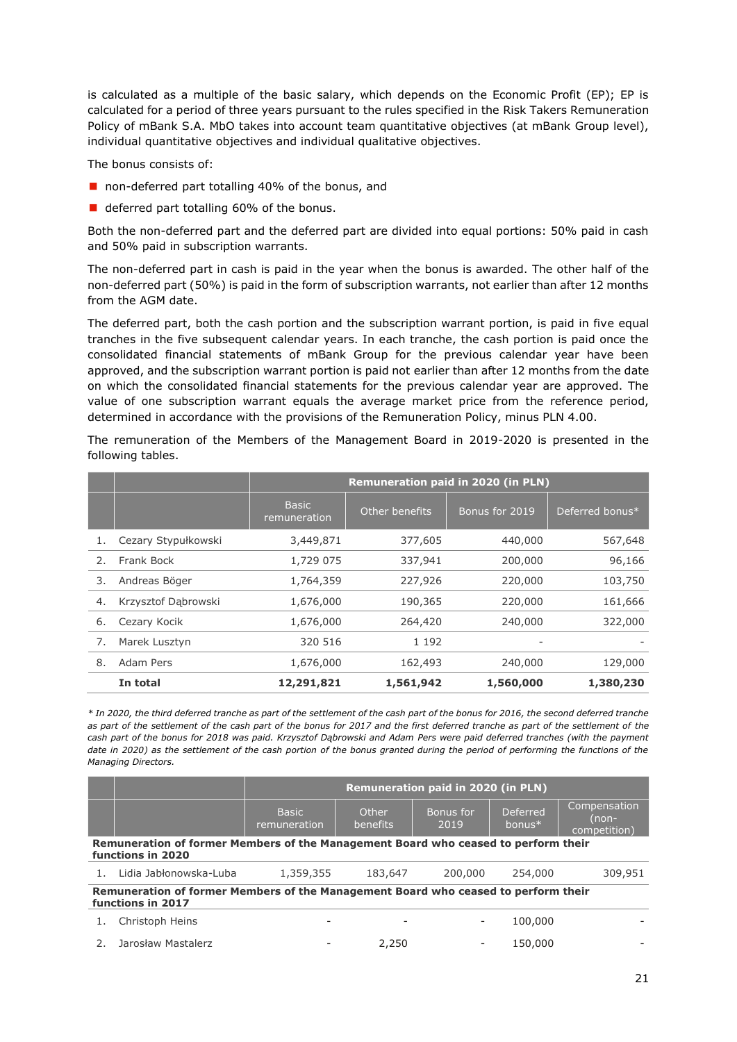is calculated as a multiple of the basic salary, which depends on the Economic Profit (EP); EP is calculated for a period of three years pursuant to the rules specified in the Risk Takers Remuneration Policy of mBank S.A. MbO takes into account team quantitative objectives (at mBank Group level), individual quantitative objectives and individual qualitative objectives.

The bonus consists of:

- non-deferred part totalling 40% of the bonus, and
- deferred part totalling 60% of the bonus.

Both the non-deferred part and the deferred part are divided into equal portions: 50% paid in cash and 50% paid in subscription warrants.

The non-deferred part in cash is paid in the year when the bonus is awarded. The other half of the non-deferred part (50%) is paid in the form of subscription warrants, not earlier than after 12 months from the AGM date.

The deferred part, both the cash portion and the subscription warrant portion, is paid in five equal tranches in the five subsequent calendar years. In each tranche, the cash portion is paid once the consolidated financial statements of mBank Group for the previous calendar year have been approved, and the subscription warrant portion is paid not earlier than after 12 months from the date on which the consolidated financial statements for the previous calendar year are approved. The value of one subscription warrant equals the average market price from the reference period, determined in accordance with the provisions of the Remuneration Policy, minus PLN 4.00.

The remuneration of the Members of the Management Board in 2019-2020 is presented in the following tables.

| | | Remuneration paid in 2020 (in PLN) | | | |
|---|---|---|---|---|---|
| | | Basic remuneration | Other benefits | Bonus for 2019 | Deferred bonus* |
| 1. | Cezary Stypułkowski | 3,449,871 | 377,605 | 440,000 | 567,648 |
| 2. | Frank Bock | 1,729 075 | 337,941 | 200,000 | 96,166 |
| 3. | Andreas Böger | 1,764,359 | 227,926 | 220,000 | 103,750 |
| 4. | Krzysztof Dąbrowski | 1,676,000 | 190,365 | 220,000 | 161,666 |
| 6. | Cezary Kocik | 1,676,000 | 264,420 | 240,000 | 322,000 |
| 7. | Marek Lusztyn | 320 516 | 1 192 | - | - |
| 8. | Adam Pers | 1,676,000 | 162,493 | 240,000 | 129,000 |
| | **In total** | **12,291,821** | **1,561,942** | **1,560,000** | **1,380,230** |

*\* In 2020, the third deferred tranche as part of the settlement of the cash part of the bonus for 2016, the second deferred tranche as part of the settlement of the cash part of the bonus for 2017 and the first deferred tranche as part of the settlement of the cash part of the bonus for 2018 was paid. Krzysztof Dąbrowski and Adam Pers were paid deferred tranches (with the payment date in 2020) as the settlement of the cash portion of the bonus granted during the period of performing the functions of the Managing Directors.*

| | | Remuneration paid in 2020 (in PLN) | | | | |
|---|---|---|---|---|---|---|
| | | Basic remuneration | Other benefits | Bonus for 2019 | Deferred bonus* | Compensation (non-competition) |
| **Remuneration of former Members of the Management Board who ceased to perform their functions in 2020** | | | | | | |
| 1. | Lidia Jabłonowska-Luba | 1,359,355 | 183,647 | 200,000 | 254,000 | 309,951 |
| **Remuneration of former Members of the Management Board who ceased to perform their functions in 2017** | | | | | | |
| 1. | Christoph Heins | - | - | - | 100,000 | - |
| 2. | Jarosław Mastalerz | - | 2,250 | - | 150,000 | - |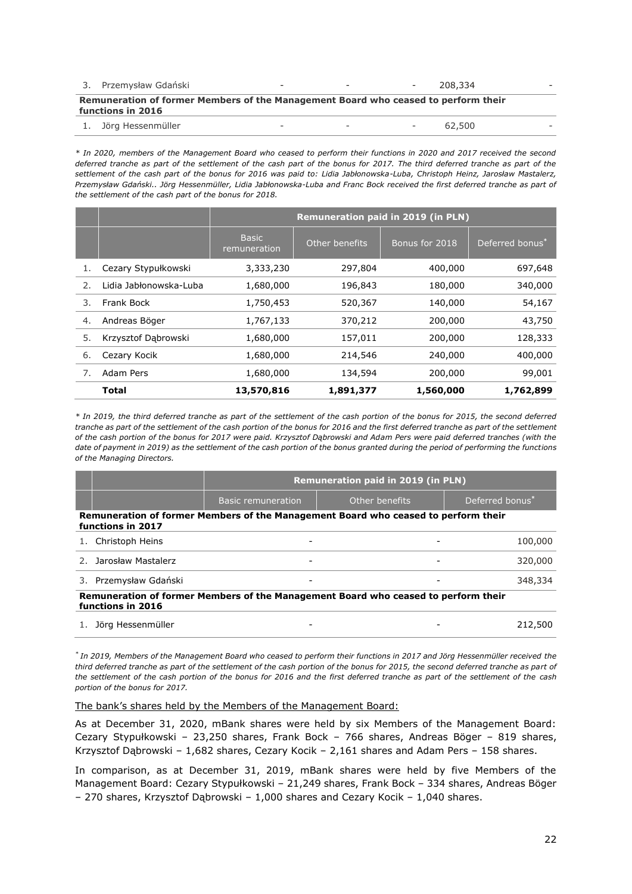| | | | | | | |
|---|---|---|---|---|---|---|
| 3. | Przemysław Gdański | - | - | - | 208,334 | - |
| **Remuneration of former Members of the Management Board who ceased to perform their functions in 2016** | | | | | | |
| 1. | Jörg Hessenmüller | - | - | - | 62,500 | - |

*\* In 2020, members of the Management Board who ceased to perform their functions in 2020 and 2017 received the second deferred tranche as part of the settlement of the cash part of the bonus for 2017. The third deferred tranche as part of the settlement of the cash part of the bonus for 2016 was paid to: Lidia Jabłonowska-Luba, Christoph Heinz, Jarosław Mastalerz, Przemysław Gdański.. Jörg Hessenmüller, Lidia Jabłonowska-Luba and Franc Bock received the first deferred tranche as part of the settlement of the cash part of the bonus for 2018.*

| | | Remuneration paid in 2019 (in PLN) | | | |
|---|---|---|---|---|---|
| | | Basic remuneration | Other benefits | Bonus for 2018 | Deferred bonus* |
| 1. | Cezary Stypułkowski | 3,333,230 | 297,804 | 400,000 | 697,648 |
| 2. | Lidia Jabłonowska-Luba | 1,680,000 | 196,843 | 180,000 | 340,000 |
| 3. | Frank Bock | 1,750,453 | 520,367 | 140,000 | 54,167 |
| 4. | Andreas Böger | 1,767,133 | 370,212 | 200,000 | 43,750 |
| 5. | Krzysztof Dąbrowski | 1,680,000 | 157,011 | 200,000 | 128,333 |
| 6. | Cezary Kocik | 1,680,000 | 214,546 | 240,000 | 400,000 |
| 7. | Adam Pers | 1,680,000 | 134,594 | 200,000 | 99,001 |
| | **Total** | **13,570,816** | **1,891,377** | **1,560,000** | **1,762,899** |

*\* In 2019, the third deferred tranche as part of the settlement of the cash portion of the bonus for 2015, the second deferred tranche as part of the settlement of the cash portion of the bonus for 2016 and the first deferred tranche as part of the settlement of the cash portion of the bonus for 2017 were paid. Krzysztof Dąbrowski and Adam Pers were paid deferred tranches (with the date of payment in 2019) as the settlement of the cash portion of the bonus granted during the period of performing the functions of the Managing Directors.*

| | | Remuneration paid in 2019 (in PLN) | | |
|---|---|---|---|---|
| | | Basic remuneration | Other benefits | Deferred bonus* |
| **Remuneration of former Members of the Management Board who ceased to perform their functions in 2017** | | | | |
| 1. | Christoph Heins | - | - | 100,000 |
| 2. | Jarosław Mastalerz | - | - | 320,000 |
| 3. | Przemysław Gdański | - | - | 348,334 |
| **Remuneration of former Members of the Management Board who ceased to perform their functions in 2016** | | | | |
| 1. | Jörg Hessenmüller | - | - | 212,500 |

*\* In 2019, Members of the Management Board who ceased to perform their functions in 2017 and Jörg Hessenmüller received the third deferred tranche as part of the settlement of the cash portion of the bonus for 2015, the second deferred tranche as part of the settlement of the cash portion of the bonus for 2016 and the first deferred tranche as part of the settlement of the cash portion of the bonus for 2017.*

The bank's shares held by the Members of the Management Board:

As at December 31, 2020, mBank shares were held by six Members of the Management Board: Cezary Stypułkowski – 23,250 shares, Frank Bock – 766 shares, Andreas Böger – 819 shares, Krzysztof Dąbrowski – 1,682 shares, Cezary Kocik – 2,161 shares and Adam Pers – 158 shares.

In comparison, as at December 31, 2019, mBank shares were held by five Members of the Management Board: Cezary Stypułkowski – 21,249 shares, Frank Bock – 334 shares, Andreas Böger – 270 shares, Krzysztof Dąbrowski – 1,000 shares and Cezary Kocik – 1,040 shares.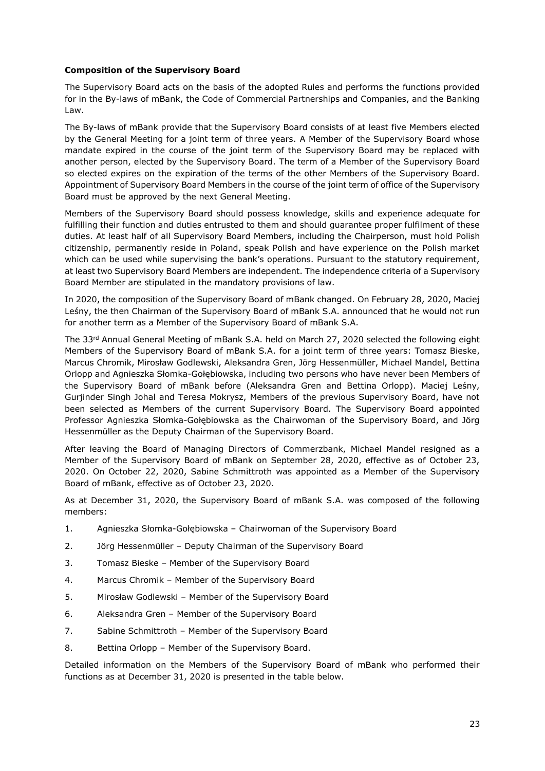**Composition of the Supervisory Board**

The Supervisory Board acts on the basis of the adopted Rules and performs the functions provided for in the By-laws of mBank, the Code of Commercial Partnerships and Companies, and the Banking Law.

The By-laws of mBank provide that the Supervisory Board consists of at least five Members elected by the General Meeting for a joint term of three years. A Member of the Supervisory Board whose mandate expired in the course of the joint term of the Supervisory Board may be replaced with another person, elected by the Supervisory Board. The term of a Member of the Supervisory Board so elected expires on the expiration of the terms of the other Members of the Supervisory Board. Appointment of Supervisory Board Members in the course of the joint term of office of the Supervisory Board must be approved by the next General Meeting.

Members of the Supervisory Board should possess knowledge, skills and experience adequate for fulfilling their function and duties entrusted to them and should guarantee proper fulfilment of these duties. At least half of all Supervisory Board Members, including the Chairperson, must hold Polish citizenship, permanently reside in Poland, speak Polish and have experience on the Polish market which can be used while supervising the bank's operations. Pursuant to the statutory requirement, at least two Supervisory Board Members are independent. The independence criteria of a Supervisory Board Member are stipulated in the mandatory provisions of law.

In 2020, the composition of the Supervisory Board of mBank changed. On February 28, 2020, Maciej Leśny, the then Chairman of the Supervisory Board of mBank S.A. announced that he would not run for another term as a Member of the Supervisory Board of mBank S.A.

The 33rd Annual General Meeting of mBank S.A. held on March 27, 2020 selected the following eight Members of the Supervisory Board of mBank S.A. for a joint term of three years: Tomasz Bieske, Marcus Chromik, Mirosław Godlewski, Aleksandra Gren, Jörg Hessenmüller, Michael Mandel, Bettina Orlopp and Agnieszka Słomka-Gołębiowska, including two persons who have never been Members of the Supervisory Board of mBank before (Aleksandra Gren and Bettina Orlopp). Maciej Leśny, Gurjinder Singh Johal and Teresa Mokrysz, Members of the previous Supervisory Board, have not been selected as Members of the current Supervisory Board. The Supervisory Board appointed Professor Agnieszka Słomka-Gołębiowska as the Chairwoman of the Supervisory Board, and Jörg Hessenmüller as the Deputy Chairman of the Supervisory Board.

After leaving the Board of Managing Directors of Commerzbank, Michael Mandel resigned as a Member of the Supervisory Board of mBank on September 28, 2020, effective as of October 23, 2020. On October 22, 2020, Sabine Schmittroth was appointed as a Member of the Supervisory Board of mBank, effective as of October 23, 2020.

As at December 31, 2020, the Supervisory Board of mBank S.A. was composed of the following members:

1. Agnieszka Słomka-Gołębiowska – Chairwoman of the Supervisory Board
2. Jörg Hessenmüller – Deputy Chairman of the Supervisory Board
3. Tomasz Bieske – Member of the Supervisory Board
4. Marcus Chromik – Member of the Supervisory Board
5. Mirosław Godlewski – Member of the Supervisory Board
6. Aleksandra Gren – Member of the Supervisory Board
7. Sabine Schmittroth – Member of the Supervisory Board
8. Bettina Orlopp – Member of the Supervisory Board.

Detailed information on the Members of the Supervisory Board of mBank who performed their functions as at December 31, 2020 is presented in the table below.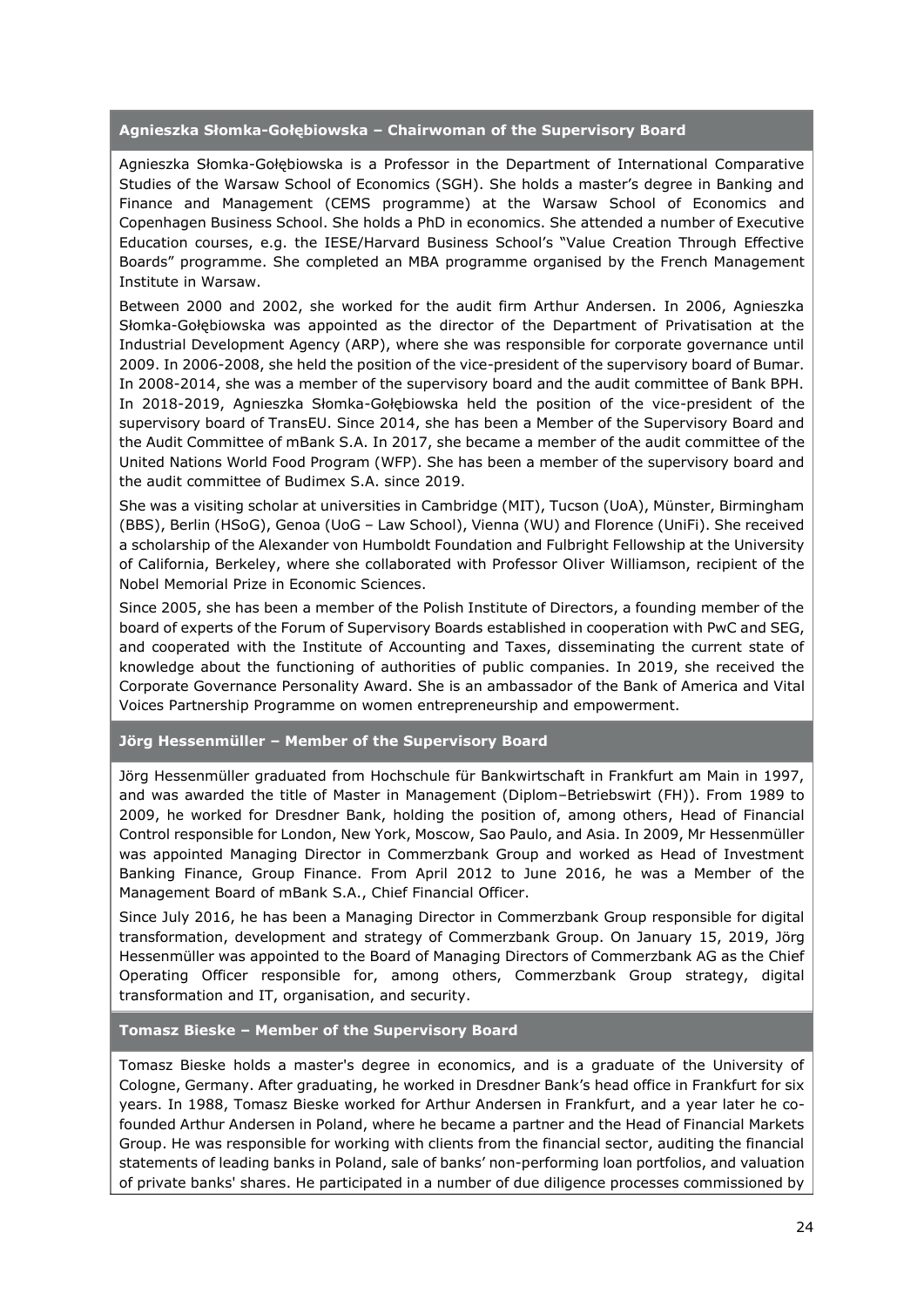### Agnieszka Słomka-Gołębiowska – Chairwoman of the Supervisory Board

Agnieszka Słomka-Gołębiowska is a Professor in the Department of International Comparative Studies of the Warsaw School of Economics (SGH). She holds a master's degree in Banking and Finance and Management (CEMS programme) at the Warsaw School of Economics and Copenhagen Business School. She holds a PhD in economics. She attended a number of Executive Education courses, e.g. the IESE/Harvard Business School's "Value Creation Through Effective Boards" programme. She completed an MBA programme organised by the French Management Institute in Warsaw.

Between 2000 and 2002, she worked for the audit firm Arthur Andersen. In 2006, Agnieszka Słomka-Gołębiowska was appointed as the director of the Department of Privatisation at the Industrial Development Agency (ARP), where she was responsible for corporate governance until 2009. In 2006-2008, she held the position of the vice-president of the supervisory board of Bumar. In 2008-2014, she was a member of the supervisory board and the audit committee of Bank BPH. In 2018-2019, Agnieszka Słomka-Gołębiowska held the position of the vice-president of the supervisory board of TransEU. Since 2014, she has been a Member of the Supervisory Board and the Audit Committee of mBank S.A. In 2017, she became a member of the audit committee of the United Nations World Food Program (WFP). She has been a member of the supervisory board and the audit committee of Budimex S.A. since 2019.

She was a visiting scholar at universities in Cambridge (MIT), Tucson (UoA), Münster, Birmingham (BBS), Berlin (HSoG), Genoa (UoG – Law School), Vienna (WU) and Florence (UniFi). She received a scholarship of the Alexander von Humboldt Foundation and Fulbright Fellowship at the University of California, Berkeley, where she collaborated with Professor Oliver Williamson, recipient of the Nobel Memorial Prize in Economic Sciences.

Since 2005, she has been a member of the Polish Institute of Directors, a founding member of the board of experts of the Forum of Supervisory Boards established in cooperation with PwC and SEG, and cooperated with the Institute of Accounting and Taxes, disseminating the current state of knowledge about the functioning of authorities of public companies. In 2019, she received the Corporate Governance Personality Award. She is an ambassador of the Bank of America and Vital Voices Partnership Programme on women entrepreneurship and empowerment.

### Jörg Hessenmüller – Member of the Supervisory Board

Jörg Hessenmüller graduated from Hochschule für Bankwirtschaft in Frankfurt am Main in 1997, and was awarded the title of Master in Management (Diplom–Betriebswirt (FH)). From 1989 to 2009, he worked for Dresdner Bank, holding the position of, among others, Head of Financial Control responsible for London, New York, Moscow, Sao Paulo, and Asia. In 2009, Mr Hessenmüller was appointed Managing Director in Commerzbank Group and worked as Head of Investment Banking Finance, Group Finance. From April 2012 to June 2016, he was a Member of the Management Board of mBank S.A., Chief Financial Officer.

Since July 2016, he has been a Managing Director in Commerzbank Group responsible for digital transformation, development and strategy of Commerzbank Group. On January 15, 2019, Jörg Hessenmüller was appointed to the Board of Managing Directors of Commerzbank AG as the Chief Operating Officer responsible for, among others, Commerzbank Group strategy, digital transformation and IT, organisation, and security.

### Tomasz Bieske – Member of the Supervisory Board

Tomasz Bieske holds a master's degree in economics, and is a graduate of the University of Cologne, Germany. After graduating, he worked in Dresdner Bank's head office in Frankfurt for six years. In 1988, Tomasz Bieske worked for Arthur Andersen in Frankfurt, and a year later he co-founded Arthur Andersen in Poland, where he became a partner and the Head of Financial Markets Group. He was responsible for working with clients from the financial sector, auditing the financial statements of leading banks in Poland, sale of banks' non-performing loan portfolios, and valuation of private banks' shares. He participated in a number of due diligence processes commissioned by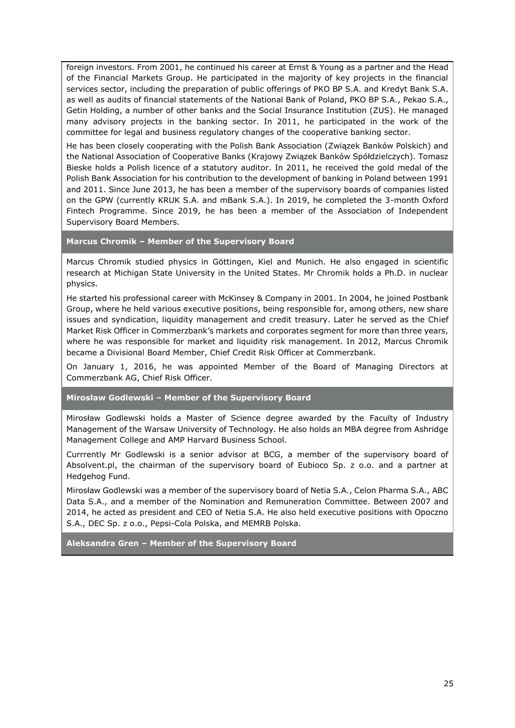foreign investors. From 2001, he continued his career at Ernst & Young as a partner and the Head of the Financial Markets Group. He participated in the majority of key projects in the financial services sector, including the preparation of public offerings of PKO BP S.A. and Kredyt Bank S.A. as well as audits of financial statements of the National Bank of Poland, PKO BP S.A., Pekao S.A., Getin Holding, a number of other banks and the Social Insurance Institution (ZUS). He managed many advisory projects in the banking sector. In 2011, he participated in the work of the committee for legal and business regulatory changes of the cooperative banking sector.

He has been closely cooperating with the Polish Bank Association (Związek Banków Polskich) and the National Association of Cooperative Banks (Krajowy Związek Banków Spółdzielczych). Tomasz Bieske holds a Polish licence of a statutory auditor. In 2011, he received the gold medal of the Polish Bank Association for his contribution to the development of banking in Poland between 1991 and 2011. Since June 2013, he has been a member of the supervisory boards of companies listed on the GPW (currently KRUK S.A. and mBank S.A.). In 2019, he completed the 3-month Oxford Fintech Programme. Since 2019, he has been a member of the Association of Independent Supervisory Board Members.

**Marcus Chromik – Member of the Supervisory Board**

Marcus Chromik studied physics in Göttingen, Kiel and Munich. He also engaged in scientific research at Michigan State University in the United States. Mr Chromik holds a Ph.D. in nuclear physics.

He started his professional career with McKinsey & Company in 2001. In 2004, he joined Postbank Group, where he held various executive positions, being responsible for, among others, new share issues and syndication, liquidity management and credit treasury. Later he served as the Chief Market Risk Officer in Commerzbank's markets and corporates segment for more than three years, where he was responsible for market and liquidity risk management. In 2012, Marcus Chromik became a Divisional Board Member, Chief Credit Risk Officer at Commerzbank.

On January 1, 2016, he was appointed Member of the Board of Managing Directors at Commerzbank AG, Chief Risk Officer.

**Mirosław Godlewski – Member of the Supervisory Board**

Mirosław Godlewski holds a Master of Science degree awarded by the Faculty of Industry Management of the Warsaw University of Technology. He also holds an MBA degree from Ashridge Management College and AMP Harvard Business School.

Currrently Mr Godlewski is a senior advisor at BCG, a member of the supervisory board of Absolvent.pl, the chairman of the supervisory board of Eubioco Sp. z o.o. and a partner at Hedgehog Fund.

Mirosław Godlewski was a member of the supervisory board of Netia S.A., Celon Pharma S.A., ABC Data S.A., and a member of the Nomination and Remuneration Committee. Between 2007 and 2014, he acted as president and CEO of Netia S.A. He also held executive positions with Opoczno S.A., DEC Sp. z o.o., Pepsi-Cola Polska, and MEMRB Polska.

**Aleksandra Gren – Member of the Supervisory Board**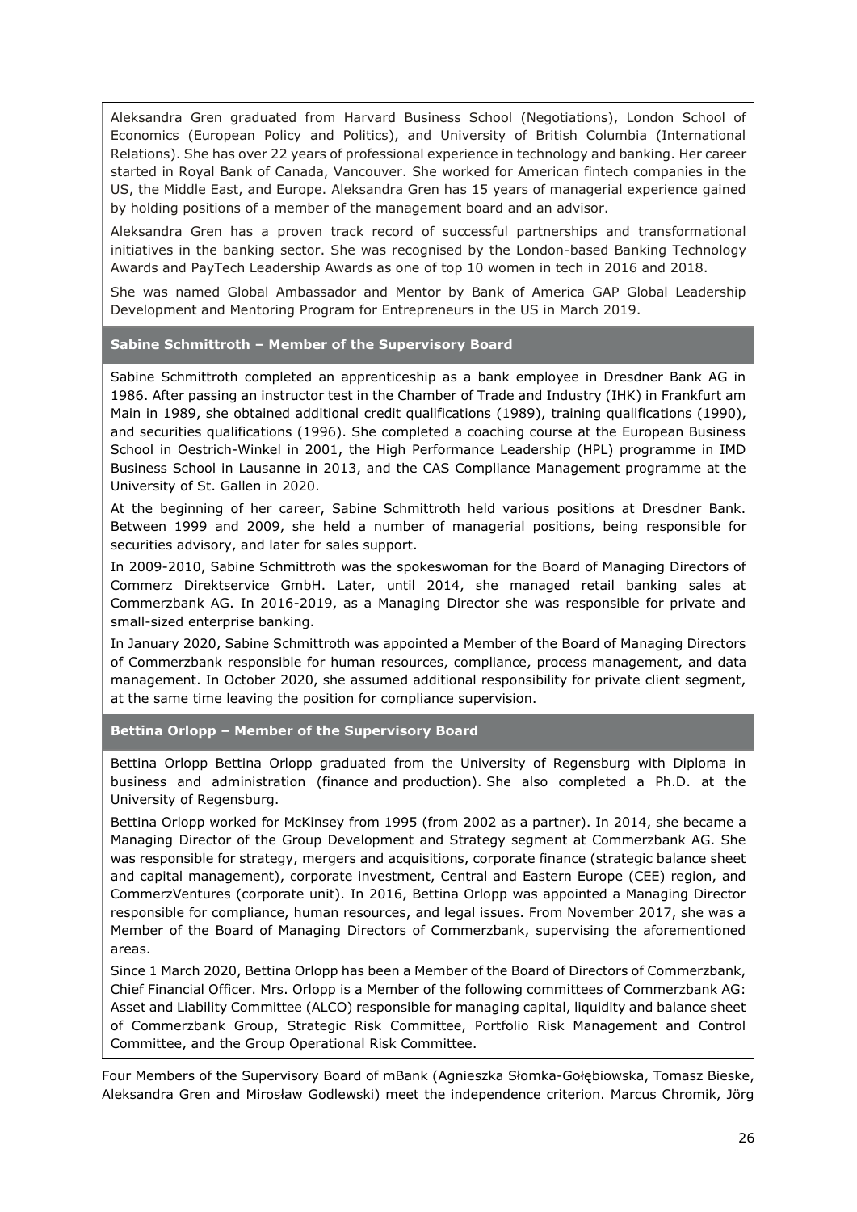Aleksandra Gren graduated from Harvard Business School (Negotiations), London School of Economics (European Policy and Politics), and University of British Columbia (International Relations). She has over 22 years of professional experience in technology and banking. Her career started in Royal Bank of Canada, Vancouver. She worked for American fintech companies in the US, the Middle East, and Europe. Aleksandra Gren has 15 years of managerial experience gained by holding positions of a member of the management board and an advisor.

Aleksandra Gren has a proven track record of successful partnerships and transformational initiatives in the banking sector. She was recognised by the London-based Banking Technology Awards and PayTech Leadership Awards as one of top 10 women in tech in 2016 and 2018.

She was named Global Ambassador and Mentor by Bank of America GAP Global Leadership Development and Mentoring Program for Entrepreneurs in the US in March 2019.

**Sabine Schmittroth – Member of the Supervisory Board**

Sabine Schmittroth completed an apprenticeship as a bank employee in Dresdner Bank AG in 1986. After passing an instructor test in the Chamber of Trade and Industry (IHK) in Frankfurt am Main in 1989, she obtained additional credit qualifications (1989), training qualifications (1990), and securities qualifications (1996). She completed a coaching course at the European Business School in Oestrich-Winkel in 2001, the High Performance Leadership (HPL) programme in IMD Business School in Lausanne in 2013, and the CAS Compliance Management programme at the University of St. Gallen in 2020.

At the beginning of her career, Sabine Schmittroth held various positions at Dresdner Bank. Between 1999 and 2009, she held a number of managerial positions, being responsible for securities advisory, and later for sales support.

In 2009-2010, Sabine Schmittroth was the spokeswoman for the Board of Managing Directors of Commerz Direktservice GmbH. Later, until 2014, she managed retail banking sales at Commerzbank AG. In 2016-2019, as a Managing Director she was responsible for private and small-sized enterprise banking.

In January 2020, Sabine Schmittroth was appointed a Member of the Board of Managing Directors of Commerzbank responsible for human resources, compliance, process management, and data management. In October 2020, she assumed additional responsibility for private client segment, at the same time leaving the position for compliance supervision.

**Bettina Orlopp – Member of the Supervisory Board**

Bettina Orlopp Bettina Orlopp graduated from the University of Regensburg with Diploma in business and administration (finance and production). She also completed a Ph.D. at the University of Regensburg.

Bettina Orlopp worked for McKinsey from 1995 (from 2002 as a partner). In 2014, she became a Managing Director of the Group Development and Strategy segment at Commerzbank AG. She was responsible for strategy, mergers and acquisitions, corporate finance (strategic balance sheet and capital management), corporate investment, Central and Eastern Europe (CEE) region, and CommerzVentures (corporate unit). In 2016, Bettina Orlopp was appointed a Managing Director responsible for compliance, human resources, and legal issues. From November 2017, she was a Member of the Board of Managing Directors of Commerzbank, supervising the aforementioned areas.

Since 1 March 2020, Bettina Orlopp has been a Member of the Board of Directors of Commerzbank, Chief Financial Officer. Mrs. Orlopp is a Member of the following committees of Commerzbank AG: Asset and Liability Committee (ALCO) responsible for managing capital, liquidity and balance sheet of Commerzbank Group, Strategic Risk Committee, Portfolio Risk Management and Control Committee, and the Group Operational Risk Committee.

Four Members of the Supervisory Board of mBank (Agnieszka Słomka-Gołębiowska, Tomasz Bieske, Aleksandra Gren and Mirosław Godlewski) meet the independence criterion. Marcus Chromik, Jörg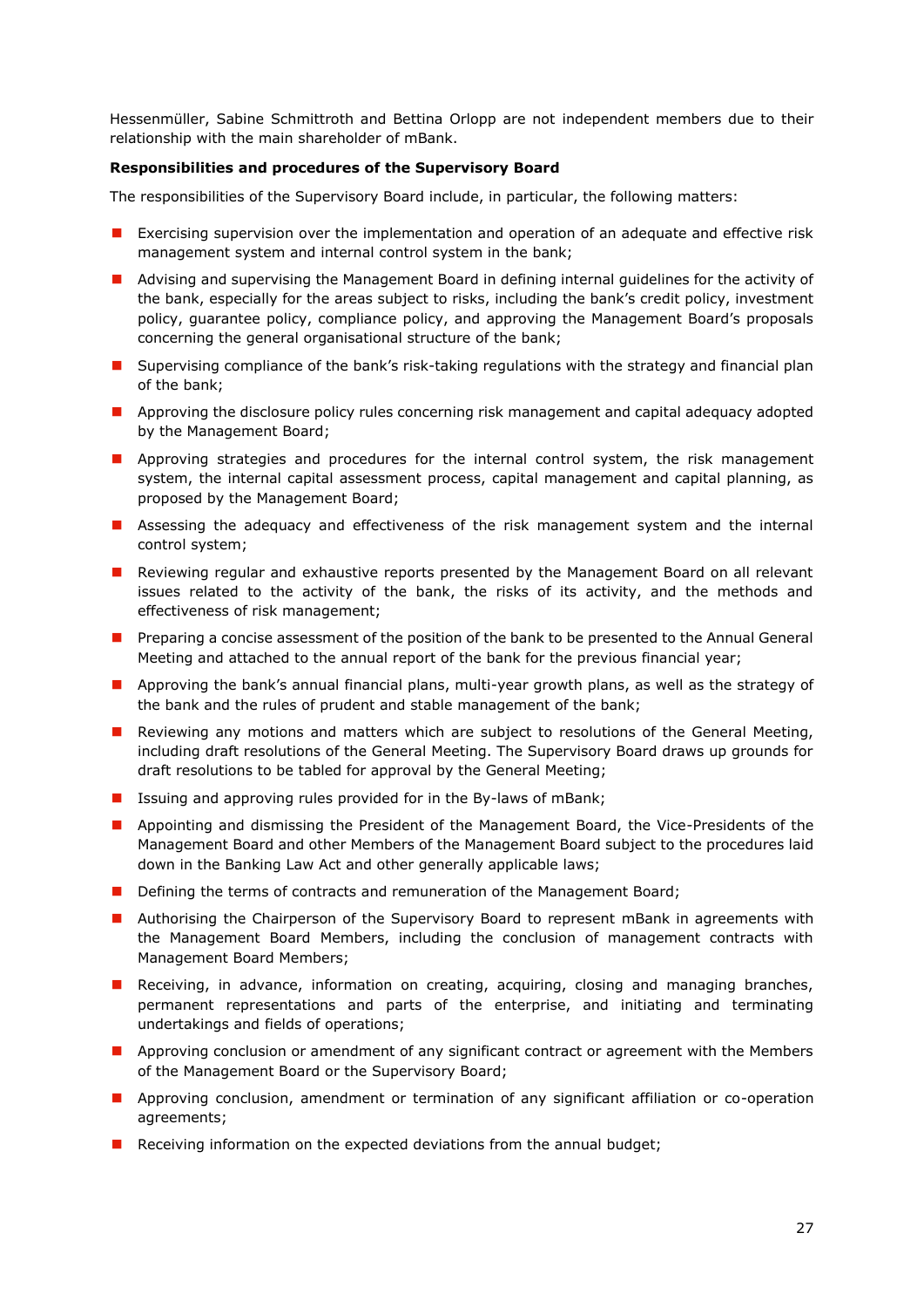Hessenmüller, Sabine Schmittroth and Bettina Orlopp are not independent members due to their relationship with the main shareholder of mBank.

**Responsibilities and procedures of the Supervisory Board**

The responsibilities of the Supervisory Board include, in particular, the following matters:

- Exercising supervision over the implementation and operation of an adequate and effective risk management system and internal control system in the bank;
- Advising and supervising the Management Board in defining internal guidelines for the activity of the bank, especially for the areas subject to risks, including the bank's credit policy, investment policy, guarantee policy, compliance policy, and approving the Management Board's proposals concerning the general organisational structure of the bank;
- Supervising compliance of the bank's risk-taking regulations with the strategy and financial plan of the bank;
- Approving the disclosure policy rules concerning risk management and capital adequacy adopted by the Management Board;
- Approving strategies and procedures for the internal control system, the risk management system, the internal capital assessment process, capital management and capital planning, as proposed by the Management Board;
- Assessing the adequacy and effectiveness of the risk management system and the internal control system;
- Reviewing regular and exhaustive reports presented by the Management Board on all relevant issues related to the activity of the bank, the risks of its activity, and the methods and effectiveness of risk management;
- Preparing a concise assessment of the position of the bank to be presented to the Annual General Meeting and attached to the annual report of the bank for the previous financial year;
- Approving the bank's annual financial plans, multi-year growth plans, as well as the strategy of the bank and the rules of prudent and stable management of the bank;
- Reviewing any motions and matters which are subject to resolutions of the General Meeting, including draft resolutions of the General Meeting. The Supervisory Board draws up grounds for draft resolutions to be tabled for approval by the General Meeting;
- Issuing and approving rules provided for in the By-laws of mBank;
- Appointing and dismissing the President of the Management Board, the Vice-Presidents of the Management Board and other Members of the Management Board subject to the procedures laid down in the Banking Law Act and other generally applicable laws;
- Defining the terms of contracts and remuneration of the Management Board;
- Authorising the Chairperson of the Supervisory Board to represent mBank in agreements with the Management Board Members, including the conclusion of management contracts with Management Board Members;
- Receiving, in advance, information on creating, acquiring, closing and managing branches, permanent representations and parts of the enterprise, and initiating and terminating undertakings and fields of operations;
- Approving conclusion or amendment of any significant contract or agreement with the Members of the Management Board or the Supervisory Board;
- Approving conclusion, amendment or termination of any significant affiliation or co-operation agreements;
- Receiving information on the expected deviations from the annual budget;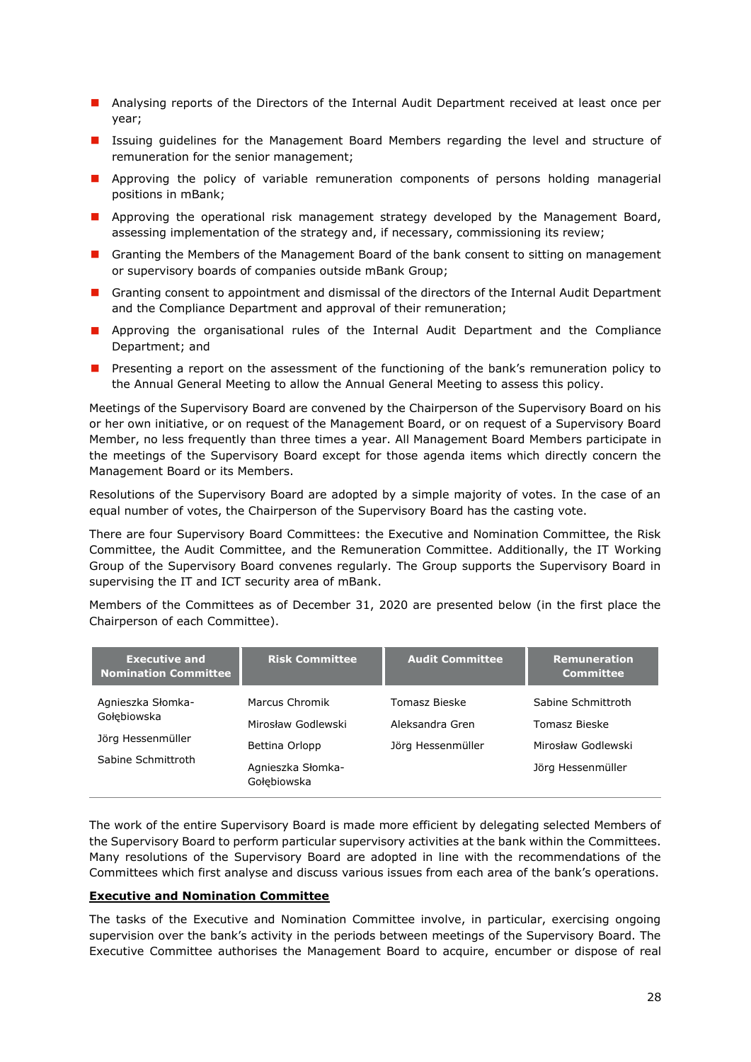- Analysing reports of the Directors of the Internal Audit Department received at least once per year;
- Issuing guidelines for the Management Board Members regarding the level and structure of remuneration for the senior management;
- Approving the policy of variable remuneration components of persons holding managerial positions in mBank;
- Approving the operational risk management strategy developed by the Management Board, assessing implementation of the strategy and, if necessary, commissioning its review;
- Granting the Members of the Management Board of the bank consent to sitting on management or supervisory boards of companies outside mBank Group;
- Granting consent to appointment and dismissal of the directors of the Internal Audit Department and the Compliance Department and approval of their remuneration;
- Approving the organisational rules of the Internal Audit Department and the Compliance Department; and
- Presenting a report on the assessment of the functioning of the bank's remuneration policy to the Annual General Meeting to allow the Annual General Meeting to assess this policy.

Meetings of the Supervisory Board are convened by the Chairperson of the Supervisory Board on his or her own initiative, or on request of the Management Board, or on request of a Supervisory Board Member, no less frequently than three times a year. All Management Board Members participate in the meetings of the Supervisory Board except for those agenda items which directly concern the Management Board or its Members.

Resolutions of the Supervisory Board are adopted by a simple majority of votes. In the case of an equal number of votes, the Chairperson of the Supervisory Board has the casting vote.

There are four Supervisory Board Committees: the Executive and Nomination Committee, the Risk Committee, the Audit Committee, and the Remuneration Committee. Additionally, the IT Working Group of the Supervisory Board convenes regularly. The Group supports the Supervisory Board in supervising the IT and ICT security area of mBank.

Members of the Committees as of December 31, 2020 are presented below (in the first place the Chairperson of each Committee).

| Executive and Nomination Committee | Risk Committee | Audit Committee | Remuneration Committee |
|---|---|---|---|
| Agnieszka Słomka-Gołębiowska | Marcus Chromik | Tomasz Bieske | Sabine Schmittroth |
| Jörg Hessenmüller | Mirosław Godlewski | Aleksandra Gren | Tomasz Bieske |
| Sabine Schmittroth | Bettina Orlopp | Jörg Hessenmüller | Mirosław Godlewski |
| | Agnieszka Słomka-Gołębiowska | | Jörg Hessenmüller |

The work of the entire Supervisory Board is made more efficient by delegating selected Members of the Supervisory Board to perform particular supervisory activities at the bank within the Committees. Many resolutions of the Supervisory Board are adopted in line with the recommendations of the Committees which first analyse and discuss various issues from each area of the bank's operations.

**Executive and Nomination Committee**

The tasks of the Executive and Nomination Committee involve, in particular, exercising ongoing supervision over the bank's activity in the periods between meetings of the Supervisory Board. The Executive Committee authorises the Management Board to acquire, encumber or dispose of real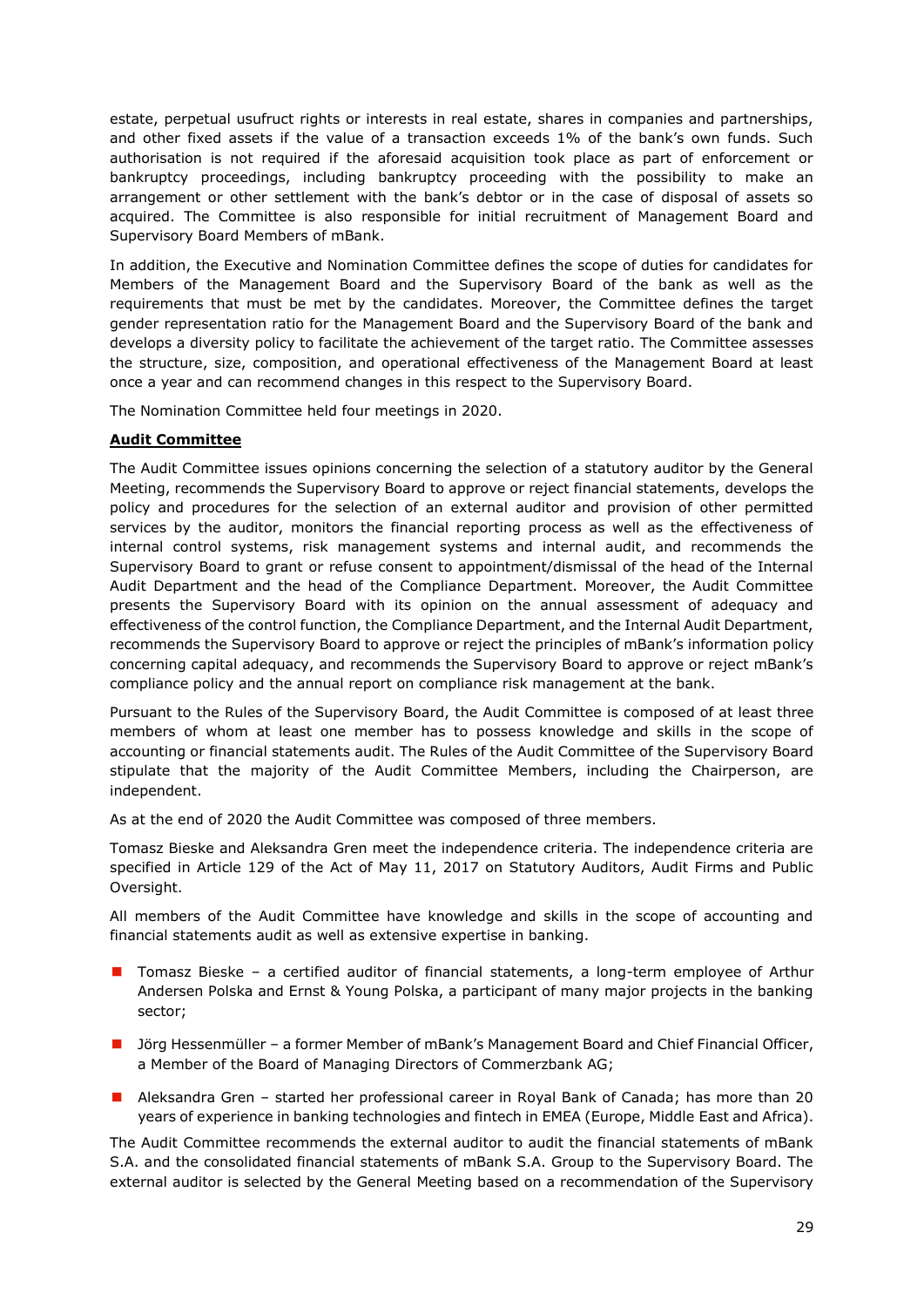estate, perpetual usufruct rights or interests in real estate, shares in companies and partnerships, and other fixed assets if the value of a transaction exceeds 1% of the bank's own funds. Such authorisation is not required if the aforesaid acquisition took place as part of enforcement or bankruptcy proceedings, including bankruptcy proceeding with the possibility to make an arrangement or other settlement with the bank's debtor or in the case of disposal of assets so acquired. The Committee is also responsible for initial recruitment of Management Board and Supervisory Board Members of mBank.

In addition, the Executive and Nomination Committee defines the scope of duties for candidates for Members of the Management Board and the Supervisory Board of the bank as well as the requirements that must be met by the candidates. Moreover, the Committee defines the target gender representation ratio for the Management Board and the Supervisory Board of the bank and develops a diversity policy to facilitate the achievement of the target ratio. The Committee assesses the structure, size, composition, and operational effectiveness of the Management Board at least once a year and can recommend changes in this respect to the Supervisory Board.

The Nomination Committee held four meetings in 2020.

**Audit Committee**

The Audit Committee issues opinions concerning the selection of a statutory auditor by the General Meeting, recommends the Supervisory Board to approve or reject financial statements, develops the policy and procedures for the selection of an external auditor and provision of other permitted services by the auditor, monitors the financial reporting process as well as the effectiveness of internal control systems, risk management systems and internal audit, and recommends the Supervisory Board to grant or refuse consent to appointment/dismissal of the head of the Internal Audit Department and the head of the Compliance Department. Moreover, the Audit Committee presents the Supervisory Board with its opinion on the annual assessment of adequacy and effectiveness of the control function, the Compliance Department, and the Internal Audit Department, recommends the Supervisory Board to approve or reject the principles of mBank's information policy concerning capital adequacy, and recommends the Supervisory Board to approve or reject mBank's compliance policy and the annual report on compliance risk management at the bank.

Pursuant to the Rules of the Supervisory Board, the Audit Committee is composed of at least three members of whom at least one member has to possess knowledge and skills in the scope of accounting or financial statements audit. The Rules of the Audit Committee of the Supervisory Board stipulate that the majority of the Audit Committee Members, including the Chairperson, are independent.

As at the end of 2020 the Audit Committee was composed of three members.

Tomasz Bieske and Aleksandra Gren meet the independence criteria. The independence criteria are specified in Article 129 of the Act of May 11, 2017 on Statutory Auditors, Audit Firms and Public Oversight.

All members of the Audit Committee have knowledge and skills in the scope of accounting and financial statements audit as well as extensive expertise in banking.

- Tomasz Bieske – a certified auditor of financial statements, a long-term employee of Arthur Andersen Polska and Ernst & Young Polska, a participant of many major projects in the banking sector;
- Jörg Hessenmüller – a former Member of mBank's Management Board and Chief Financial Officer, a Member of the Board of Managing Directors of Commerzbank AG;
- Aleksandra Gren – started her professional career in Royal Bank of Canada; has more than 20 years of experience in banking technologies and fintech in EMEA (Europe, Middle East and Africa).

The Audit Committee recommends the external auditor to audit the financial statements of mBank S.A. and the consolidated financial statements of mBank S.A. Group to the Supervisory Board. The external auditor is selected by the General Meeting based on a recommendation of the Supervisory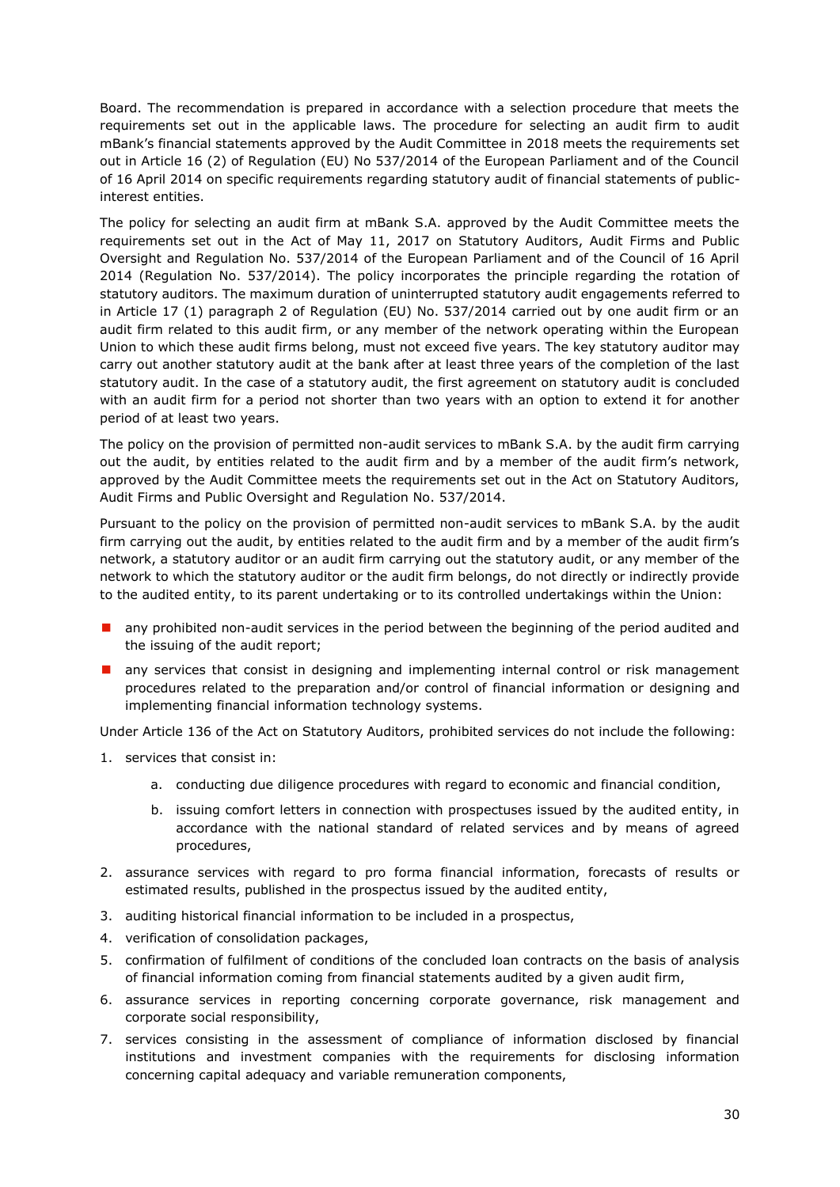Board. The recommendation is prepared in accordance with a selection procedure that meets the requirements set out in the applicable laws. The procedure for selecting an audit firm to audit mBank's financial statements approved by the Audit Committee in 2018 meets the requirements set out in Article 16 (2) of Regulation (EU) No 537/2014 of the European Parliament and of the Council of 16 April 2014 on specific requirements regarding statutory audit of financial statements of public-interest entities.

The policy for selecting an audit firm at mBank S.A. approved by the Audit Committee meets the requirements set out in the Act of May 11, 2017 on Statutory Auditors, Audit Firms and Public Oversight and Regulation No. 537/2014 of the European Parliament and of the Council of 16 April 2014 (Regulation No. 537/2014). The policy incorporates the principle regarding the rotation of statutory auditors. The maximum duration of uninterrupted statutory audit engagements referred to in Article 17 (1) paragraph 2 of Regulation (EU) No. 537/2014 carried out by one audit firm or an audit firm related to this audit firm, or any member of the network operating within the European Union to which these audit firms belong, must not exceed five years. The key statutory auditor may carry out another statutory audit at the bank after at least three years of the completion of the last statutory audit. In the case of a statutory audit, the first agreement on statutory audit is concluded with an audit firm for a period not shorter than two years with an option to extend it for another period of at least two years.

The policy on the provision of permitted non-audit services to mBank S.A. by the audit firm carrying out the audit, by entities related to the audit firm and by a member of the audit firm's network, approved by the Audit Committee meets the requirements set out in the Act on Statutory Auditors, Audit Firms and Public Oversight and Regulation No. 537/2014.

Pursuant to the policy on the provision of permitted non-audit services to mBank S.A. by the audit firm carrying out the audit, by entities related to the audit firm and by a member of the audit firm's network, a statutory auditor or an audit firm carrying out the statutory audit, or any member of the network to which the statutory auditor or the audit firm belongs, do not directly or indirectly provide to the audited entity, to its parent undertaking or to its controlled undertakings within the Union:

- any prohibited non-audit services in the period between the beginning of the period audited and the issuing of the audit report;
- any services that consist in designing and implementing internal control or risk management procedures related to the preparation and/or control of financial information or designing and implementing financial information technology systems.

Under Article 136 of the Act on Statutory Auditors, prohibited services do not include the following:

1. services that consist in:
    a. conducting due diligence procedures with regard to economic and financial condition,
    b. issuing comfort letters in connection with prospectuses issued by the audited entity, in accordance with the national standard of related services and by means of agreed procedures,
2. assurance services with regard to pro forma financial information, forecasts of results or estimated results, published in the prospectus issued by the audited entity,
3. auditing historical financial information to be included in a prospectus,
4. verification of consolidation packages,
5. confirmation of fulfilment of conditions of the concluded loan contracts on the basis of analysis of financial information coming from financial statements audited by a given audit firm,
6. assurance services in reporting concerning corporate governance, risk management and corporate social responsibility,
7. services consisting in the assessment of compliance of information disclosed by financial institutions and investment companies with the requirements for disclosing information concerning capital adequacy and variable remuneration components,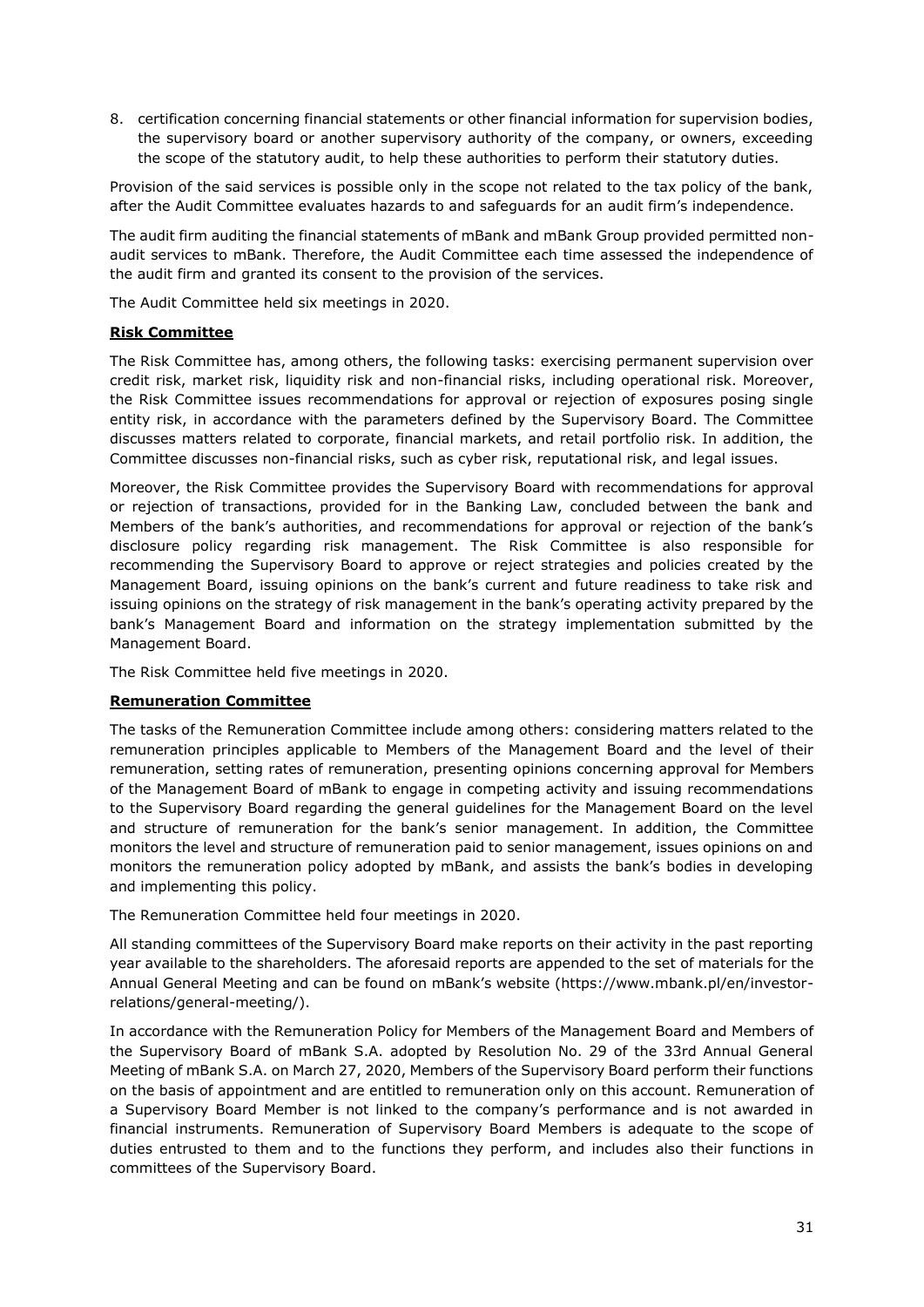8. certification concerning financial statements or other financial information for supervision bodies, the supervisory board or another supervisory authority of the company, or owners, exceeding the scope of the statutory audit, to help these authorities to perform their statutory duties.

Provision of the said services is possible only in the scope not related to the tax policy of the bank, after the Audit Committee evaluates hazards to and safeguards for an audit firm's independence.

The audit firm auditing the financial statements of mBank and mBank Group provided permitted non-audit services to mBank. Therefore, the Audit Committee each time assessed the independence of the audit firm and granted its consent to the provision of the services.

The Audit Committee held six meetings in 2020.

**Risk Committee**

The Risk Committee has, among others, the following tasks: exercising permanent supervision over credit risk, market risk, liquidity risk and non-financial risks, including operational risk. Moreover, the Risk Committee issues recommendations for approval or rejection of exposures posing single entity risk, in accordance with the parameters defined by the Supervisory Board. The Committee discusses matters related to corporate, financial markets, and retail portfolio risk. In addition, the Committee discusses non-financial risks, such as cyber risk, reputational risk, and legal issues.

Moreover, the Risk Committee provides the Supervisory Board with recommendations for approval or rejection of transactions, provided for in the Banking Law, concluded between the bank and Members of the bank's authorities, and recommendations for approval or rejection of the bank's disclosure policy regarding risk management. The Risk Committee is also responsible for recommending the Supervisory Board to approve or reject strategies and policies created by the Management Board, issuing opinions on the bank's current and future readiness to take risk and issuing opinions on the strategy of risk management in the bank's operating activity prepared by the bank's Management Board and information on the strategy implementation submitted by the Management Board.

The Risk Committee held five meetings in 2020.

**Remuneration Committee**

The tasks of the Remuneration Committee include among others: considering matters related to the remuneration principles applicable to Members of the Management Board and the level of their remuneration, setting rates of remuneration, presenting opinions concerning approval for Members of the Management Board of mBank to engage in competing activity and issuing recommendations to the Supervisory Board regarding the general guidelines for the Management Board on the level and structure of remuneration for the bank's senior management. In addition, the Committee monitors the level and structure of remuneration paid to senior management, issues opinions on and monitors the remuneration policy adopted by mBank, and assists the bank's bodies in developing and implementing this policy.

The Remuneration Committee held four meetings in 2020.

All standing committees of the Supervisory Board make reports on their activity in the past reporting year available to the shareholders. The aforesaid reports are appended to the set of materials for the Annual General Meeting and can be found on mBank's website (https://www.mbank.pl/en/investor-relations/general-meeting/).

In accordance with the Remuneration Policy for Members of the Management Board and Members of the Supervisory Board of mBank S.A. adopted by Resolution No. 29 of the 33rd Annual General Meeting of mBank S.A. on March 27, 2020, Members of the Supervisory Board perform their functions on the basis of appointment and are entitled to remuneration only on this account. Remuneration of a Supervisory Board Member is not linked to the company's performance and is not awarded in financial instruments. Remuneration of Supervisory Board Members is adequate to the scope of duties entrusted to them and to the functions they perform, and includes also their functions in committees of the Supervisory Board.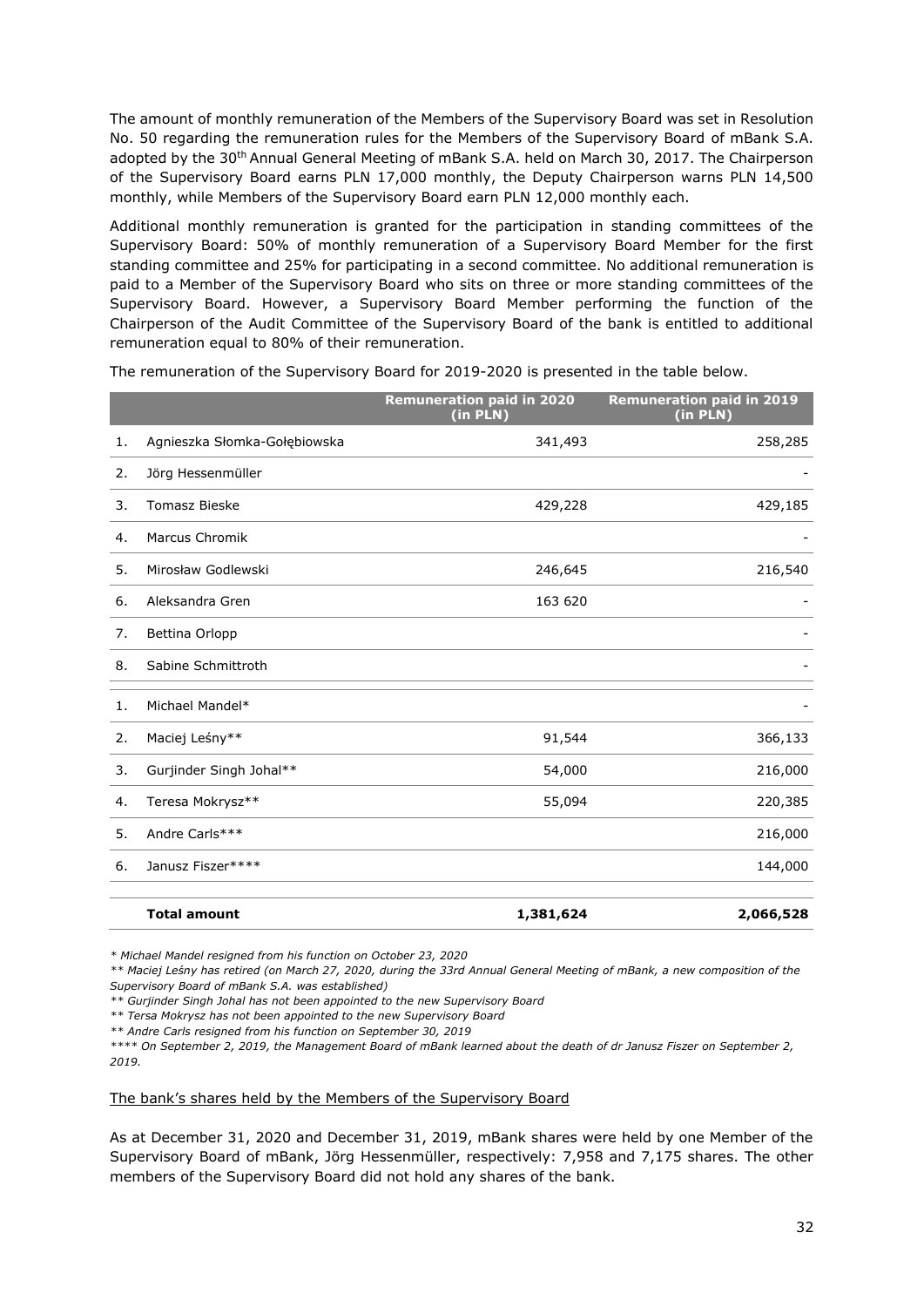The amount of monthly remuneration of the Members of the Supervisory Board was set in Resolution No. 50 regarding the remuneration rules for the Members of the Supervisory Board of mBank S.A. adopted by the 30th Annual General Meeting of mBank S.A. held on March 30, 2017. The Chairperson of the Supervisory Board earns PLN 17,000 monthly, the Deputy Chairperson warns PLN 14,500 monthly, while Members of the Supervisory Board earn PLN 12,000 monthly each.

Additional monthly remuneration is granted for the participation in standing committees of the Supervisory Board: 50% of monthly remuneration of a Supervisory Board Member for the first standing committee and 25% for participating in a second committee. No additional remuneration is paid to a Member of the Supervisory Board who sits on three or more standing committees of the Supervisory Board. However, a Supervisory Board Member performing the function of the Chairperson of the Audit Committee of the Supervisory Board of the bank is entitled to additional remuneration equal to 80% of their remuneration.

The remuneration of the Supervisory Board for 2019-2020 is presented in the table below.

| | | Remuneration paid in 2020 (in PLN) | Remuneration paid in 2019 (in PLN) |
|---|---|---|---|
| 1. | Agnieszka Słomka-Gołębiowska | 341,493 | 258,285 |
| 2. | Jörg Hessenmüller | | - |
| 3. | Tomasz Bieske | 429,228 | 429,185 |
| 4. | Marcus Chromik | | - |
| 5. | Mirosław Godlewski | 246,645 | 216,540 |
| 6. | Aleksandra Gren | 163 620 | - |
| 7. | Bettina Orlopp | | - |
| 8. | Sabine Schmittroth | | - |
| 1. | Michael Mandel* | | - |
| 2. | Maciej Leśny** | 91,544 | 366,133 |
| 3. | Gurjinder Singh Johal** | 54,000 | 216,000 |
| 4. | Teresa Mokrysz** | 55,094 | 220,385 |
| 5. | Andre Carls*** | | 216,000 |
| 6. | Janusz Fiszer**** | | 144,000 |
| | **Total amount** | **1,381,624** | **2,066,528** |

*\* Michael Mandel resigned from his function on October 23, 2020*

*\*\* Maciej Leśny has retired (on March 27, 2020, during the 33rd Annual General Meeting of mBank, a new composition of the Supervisory Board of mBank S.A. was established)*

*\*\* Gurjinder Singh Johal has not been appointed to the new Supervisory Board*

*\*\* Tersa Mokrysz has not been appointed to the new Supervisory Board*

*\*\* Andre Carls resigned from his function on September 30, 2019*

*\*\*\*\* On September 2, 2019, the Management Board of mBank learned about the death of dr Janusz Fiszer on September 2, 2019.*

The bank's shares held by the Members of the Supervisory Board

As at December 31, 2020 and December 31, 2019, mBank shares were held by one Member of the Supervisory Board of mBank, Jörg Hessenmüller, respectively: 7,958 and 7,175 shares. The other members of the Supervisory Board did not hold any shares of the bank.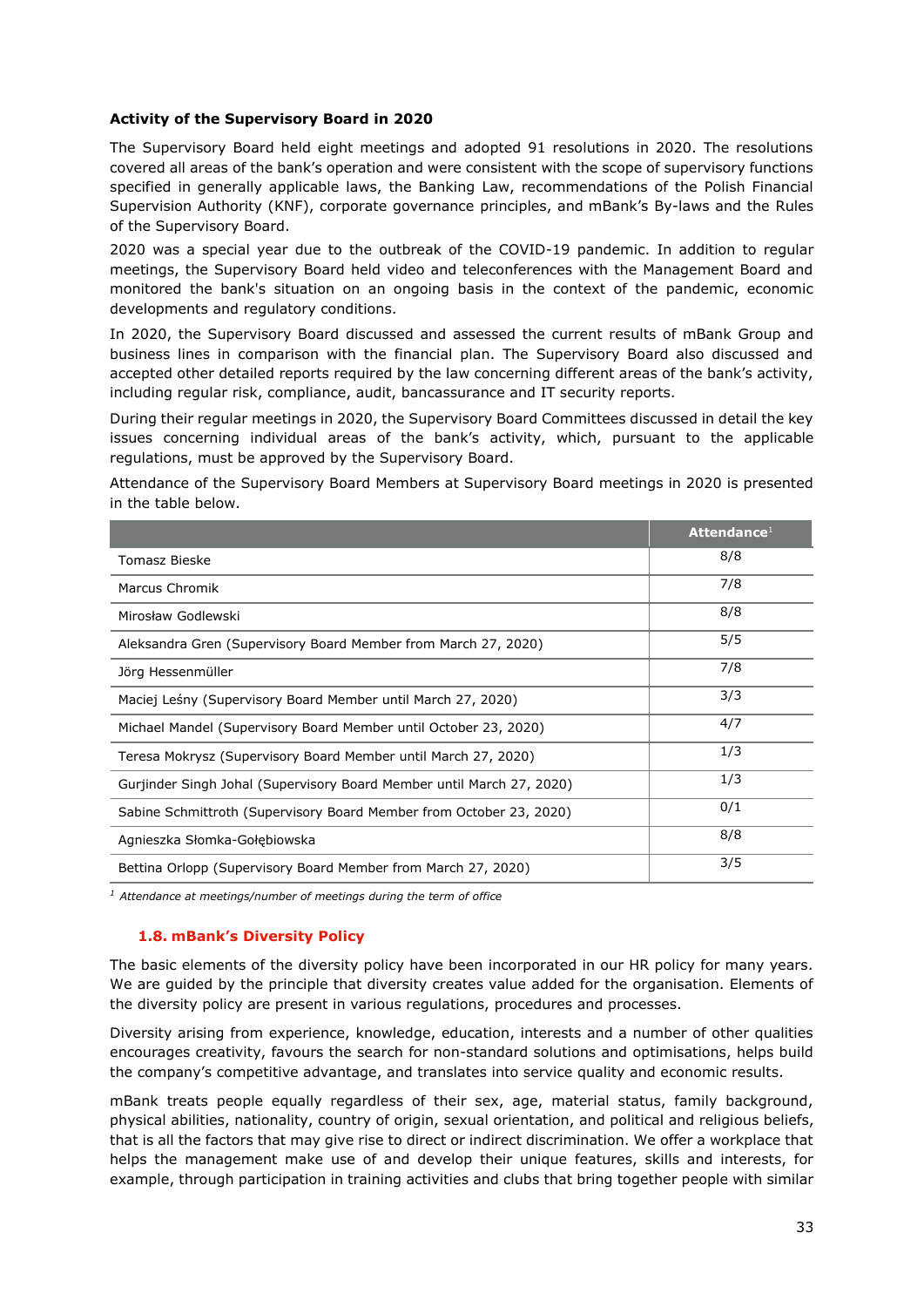**Activity of the Supervisory Board in 2020**

The Supervisory Board held eight meetings and adopted 91 resolutions in 2020. The resolutions covered all areas of the bank's operation and were consistent with the scope of supervisory functions specified in generally applicable laws, the Banking Law, recommendations of the Polish Financial Supervision Authority (KNF), corporate governance principles, and mBank's By-laws and the Rules of the Supervisory Board.

2020 was a special year due to the outbreak of the COVID-19 pandemic. In addition to regular meetings, the Supervisory Board held video and teleconferences with the Management Board and monitored the bank's situation on an ongoing basis in the context of the pandemic, economic developments and regulatory conditions.

In 2020, the Supervisory Board discussed and assessed the current results of mBank Group and business lines in comparison with the financial plan. The Supervisory Board also discussed and accepted other detailed reports required by the law concerning different areas of the bank's activity, including regular risk, compliance, audit, bancassurance and IT security reports.

During their regular meetings in 2020, the Supervisory Board Committees discussed in detail the key issues concerning individual areas of the bank's activity, which, pursuant to the applicable regulations, must be approved by the Supervisory Board.

Attendance of the Supervisory Board Members at Supervisory Board meetings in 2020 is presented in the table below.

| | Attendance[1] |
|---|---|
| Tomasz Bieske | 8/8 |
| Marcus Chromik | 7/8 |
| Mirosław Godlewski | 8/8 |
| Aleksandra Gren (Supervisory Board Member from March 27, 2020) | 5/5 |
| Jörg Hessenmüller | 7/8 |
| Maciej Leśny (Supervisory Board Member until March 27, 2020) | 3/3 |
| Michael Mandel (Supervisory Board Member until October 23, 2020) | 4/7 |
| Teresa Mokrysz (Supervisory Board Member until March 27, 2020) | 1/3 |
| Gurjinder Singh Johal (Supervisory Board Member until March 27, 2020) | 1/3 |
| Sabine Schmittroth (Supervisory Board Member from October 23, 2020) | 0/1 |
| Agnieszka Słomka-Gołębiowska | 8/8 |
| Bettina Orlopp (Supervisory Board Member from March 27, 2020) | 3/5 |

*[1] Attendance at meetings/number of meetings during the term of office*

### 1.8. mBank's Diversity Policy

The basic elements of the diversity policy have been incorporated in our HR policy for many years. We are guided by the principle that diversity creates value added for the organisation. Elements of the diversity policy are present in various regulations, procedures and processes.

Diversity arising from experience, knowledge, education, interests and a number of other qualities encourages creativity, favours the search for non-standard solutions and optimisations, helps build the company's competitive advantage, and translates into service quality and economic results.

mBank treats people equally regardless of their sex, age, material status, family background, physical abilities, nationality, country of origin, sexual orientation, and political and religious beliefs, that is all the factors that may give rise to direct or indirect discrimination. We offer a workplace that helps the management make use of and develop their unique features, skills and interests, for example, through participation in training activities and clubs that bring together people with similar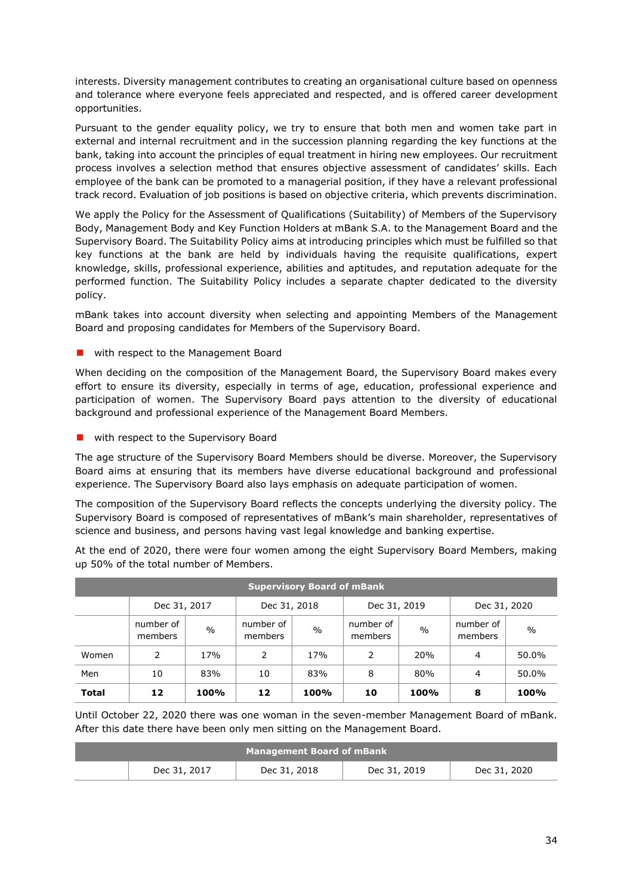interests. Diversity management contributes to creating an organisational culture based on openness and tolerance where everyone feels appreciated and respected, and is offered career development opportunities.

Pursuant to the gender equality policy, we try to ensure that both men and women take part in external and internal recruitment and in the succession planning regarding the key functions at the bank, taking into account the principles of equal treatment in hiring new employees. Our recruitment process involves a selection method that ensures objective assessment of candidates' skills. Each employee of the bank can be promoted to a managerial position, if they have a relevant professional track record. Evaluation of job positions is based on objective criteria, which prevents discrimination.

We apply the Policy for the Assessment of Qualifications (Suitability) of Members of the Supervisory Body, Management Body and Key Function Holders at mBank S.A. to the Management Board and the Supervisory Board. The Suitability Policy aims at introducing principles which must be fulfilled so that key functions at the bank are held by individuals having the requisite qualifications, expert knowledge, skills, professional experience, abilities and aptitudes, and reputation adequate for the performed function. The Suitability Policy includes a separate chapter dedicated to the diversity policy.

mBank takes into account diversity when selecting and appointing Members of the Management Board and proposing candidates for Members of the Supervisory Board.

- with respect to the Management Board

When deciding on the composition of the Management Board, the Supervisory Board makes every effort to ensure its diversity, especially in terms of age, education, professional experience and participation of women. The Supervisory Board pays attention to the diversity of educational background and professional experience of the Management Board Members.

- with respect to the Supervisory Board

The age structure of the Supervisory Board Members should be diverse. Moreover, the Supervisory Board aims at ensuring that its members have diverse educational background and professional experience. The Supervisory Board also lays emphasis on adequate participation of women.

The composition of the Supervisory Board reflects the concepts underlying the diversity policy. The Supervisory Board is composed of representatives of mBank's main shareholder, representatives of science and business, and persons having vast legal knowledge and banking expertise.

At the end of 2020, there were four women among the eight Supervisory Board Members, making up 50% of the total number of Members.

| Supervisory Board of mBank | | | | | | | | |
|---|---|---|---|---|---|---|---|---|
| | Dec 31, 2017 | | Dec 31, 2018 | | Dec 31, 2019 | | Dec 31, 2020 | |
| | number of members | % | number of members | % | number of members | % | number of members | % |
| Women | 2 | 17% | 2 | 17% | 2 | 20% | 4 | 50.0% |
| Men | 10 | 83% | 10 | 83% | 8 | 80% | 4 | 50.0% |
| **Total** | **12** | **100%** | **12** | **100%** | **10** | **100%** | **8** | **100%** |

Until October 22, 2020 there was one woman in the seven-member Management Board of mBank. After this date there have been only men sitting on the Management Board.

| Management Board of mBank | | | | |
|---|---|---|---|---|
| | Dec 31, 2017 | Dec 31, 2018 | Dec 31, 2019 | Dec 31, 2020 |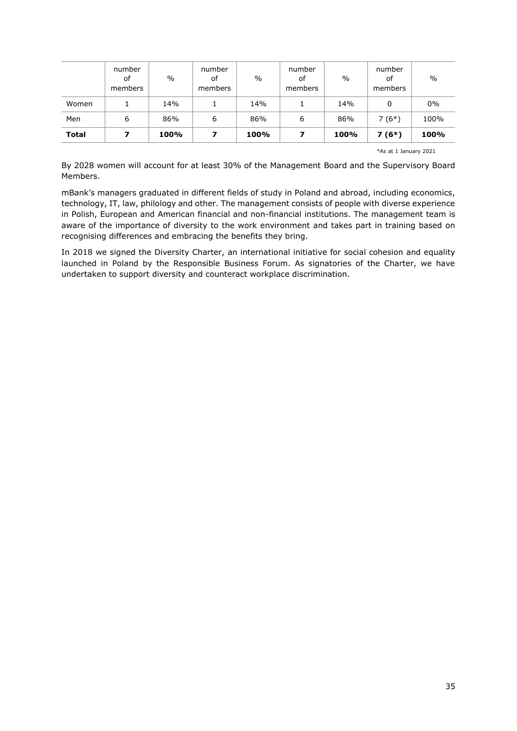| | number of members | % | number of members | % | number of members | % | number of members | % |
|---|---|---|---|---|---|---|---|---|
| Women | 1 | 14% | 1 | 14% | 1 | 14% | 0 | 0% |
| Men | 6 | 86% | 6 | 86% | 6 | 86% | 7 (6*) | 100% |
| **Total** | **7** | **100%** | **7** | **100%** | **7** | **100%** | **7 (6*)** | **100%** |

*As at 1 January 2021

By 2028 women will account for at least 30% of the Management Board and the Supervisory Board Members.

mBank's managers graduated in different fields of study in Poland and abroad, including economics, technology, IT, law, philology and other. The management consists of people with diverse experience in Polish, European and American financial and non-financial institutions. The management team is aware of the importance of diversity to the work environment and takes part in training based on recognising differences and embracing the benefits they bring.

In 2018 we signed the Diversity Charter, an international initiative for social cohesion and equality launched in Poland by the Responsible Business Forum. As signatories of the Charter, we have undertaken to support diversity and counteract workplace discrimination.